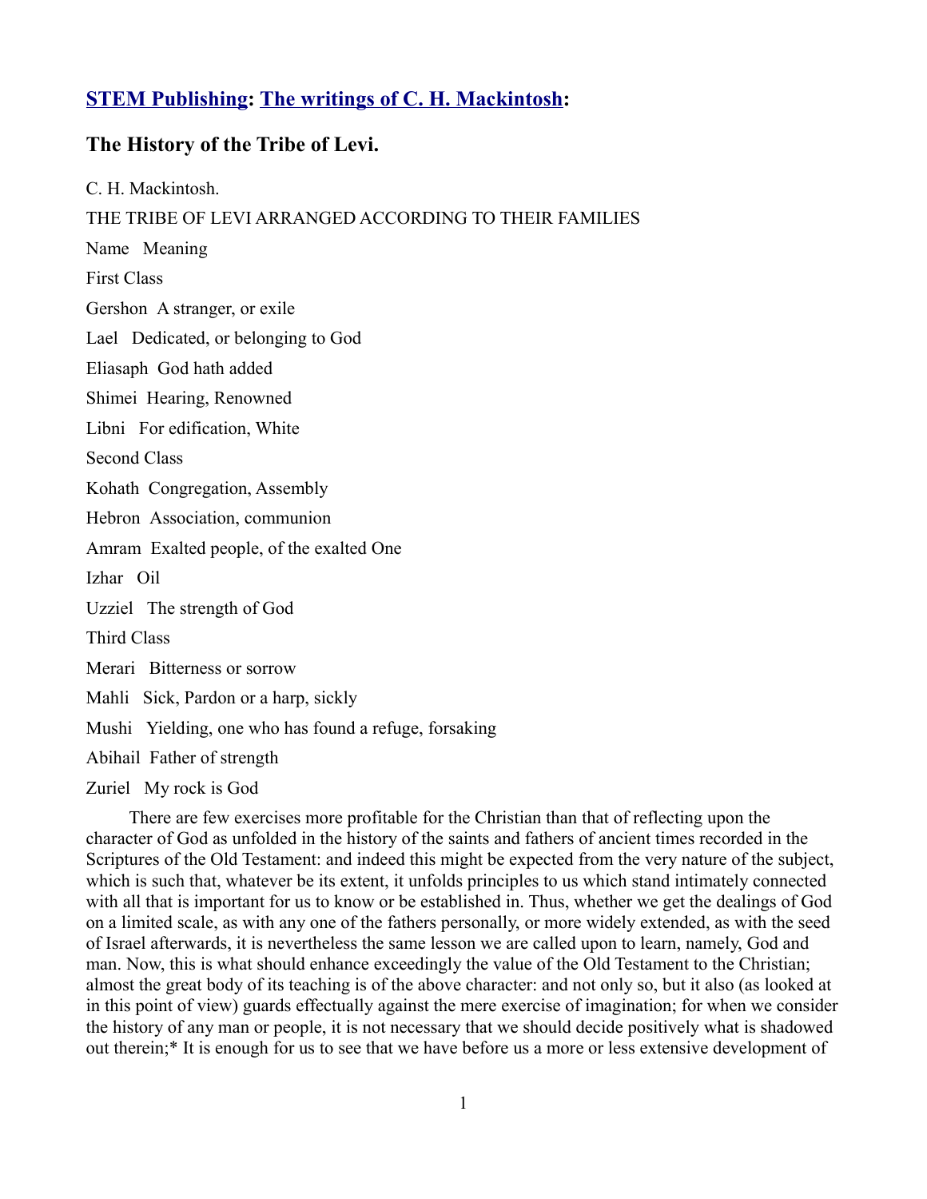**[STEM Publishing](#): [The writings of C. H. Mackintosh](#):**

## The History of the Tribe of Levi.

C. H. Mackintosh.

THE TRIBE OF LEVI ARRANGED ACCORDING TO THEIR FAMILIES

| Name | Meaning |
| --- | --- |
| First Class | |
| Gershon | A stranger, or exile |
| Lael | Dedicated, or belonging to God |
| Eliasaph | God hath added |
| Shimei | Hearing, Renowned |
| Libni | For edification, White |
| Second Class | |
| Kohath | Congregation, Assembly |
| Hebron | Association, communion |
| Amram | Exalted people, of the exalted One |
| Izhar | Oil |
| Uzziel | The strength of God |
| Third Class | |
| Merari | Bitterness or sorrow |
| Mahli | Sick, Pardon or a harp, sickly |
| Mushi | Yielding, one who has found a refuge, forsaking |
| Abihail | Father of strength |
| Zuriel | My rock is God |

There are few exercises more profitable for the Christian than that of reflecting upon the character of God as unfolded in the history of the saints and fathers of ancient times recorded in the Scriptures of the Old Testament: and indeed this might be expected from the very nature of the subject, which is such that, whatever be its extent, it unfolds principles to us which stand intimately connected with all that is important for us to know or be established in. Thus, whether we get the dealings of God on a limited scale, as with any one of the fathers personally, or more widely extended, as with the seed of Israel afterwards, it is nevertheless the same lesson we are called upon to learn, namely, God and man. Now, this is what should enhance exceedingly the value of the Old Testament to the Christian; almost the great body of its teaching is of the above character: and not only so, but it also (as looked at in this point of view) guards effectually against the mere exercise of imagination; for when we consider the history of any man or people, it is not necessary that we should decide positively what is shadowed out therein;* It is enough for us to see that we have before us a more or less extensive development of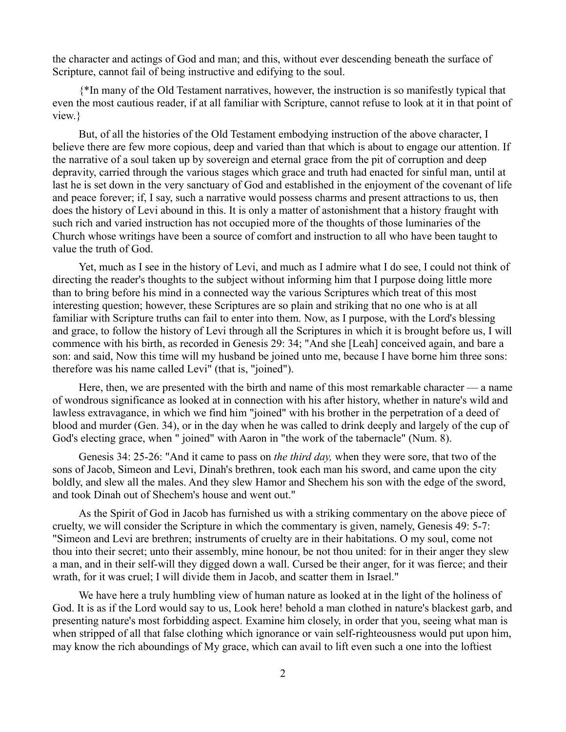the character and actings of God and man; and this, without ever descending beneath the surface of Scripture, cannot fail of being instructive and edifying to the soul.

{*In many of the Old Testament narratives, however, the instruction is so manifestly typical that even the most cautious reader, if at all familiar with Scripture, cannot refuse to look at it in that point of view.}

But, of all the histories of the Old Testament embodying instruction of the above character, I believe there are few more copious, deep and varied than that which is about to engage our attention. If the narrative of a soul taken up by sovereign and eternal grace from the pit of corruption and deep depravity, carried through the various stages which grace and truth had enacted for sinful man, until at last he is set down in the very sanctuary of God and established in the enjoyment of the covenant of life and peace forever; if, I say, such a narrative would possess charms and present attractions to us, then does the history of Levi abound in this. It is only a matter of astonishment that a history fraught with such rich and varied instruction has not occupied more of the thoughts of those luminaries of the Church whose writings have been a source of comfort and instruction to all who have been taught to value the truth of God.

Yet, much as I see in the history of Levi, and much as I admire what I do see, I could not think of directing the reader's thoughts to the subject without informing him that I purpose doing little more than to bring before his mind in a connected way the various Scriptures which treat of this most interesting question; however, these Scriptures are so plain and striking that no one who is at all familiar with Scripture truths can fail to enter into them. Now, as I purpose, with the Lord's blessing and grace, to follow the history of Levi through all the Scriptures in which it is brought before us, I will commence with his birth, as recorded in Genesis 29: 34; "And she [Leah] conceived again, and bare a son: and said, Now this time will my husband be joined unto me, because I have borne him three sons: therefore was his name called Levi" (that is, "joined").

Here, then, we are presented with the birth and name of this most remarkable character — a name of wondrous significance as looked at in connection with his after history, whether in nature's wild and lawless extravagance, in which we find him "joined" with his brother in the perpetration of a deed of blood and murder (Gen. 34), or in the day when he was called to drink deeply and largely of the cup of God's electing grace, when " joined" with Aaron in "the work of the tabernacle" (Num. 8).

Genesis 34: 25-26: "And it came to pass on *the third day,* when they were sore, that two of the sons of Jacob, Simeon and Levi, Dinah's brethren, took each man his sword, and came upon the city boldly, and slew all the males. And they slew Hamor and Shechem his son with the edge of the sword, and took Dinah out of Shechem's house and went out."

As the Spirit of God in Jacob has furnished us with a striking commentary on the above piece of cruelty, we will consider the Scripture in which the commentary is given, namely, Genesis 49: 5-7: "Simeon and Levi are brethren; instruments of cruelty are in their habitations. O my soul, come not thou into their secret; unto their assembly, mine honour, be not thou united: for in their anger they slew a man, and in their self-will they digged down a wall. Cursed be their anger, for it was fierce; and their wrath, for it was cruel; I will divide them in Jacob, and scatter them in Israel."

We have here a truly humbling view of human nature as looked at in the light of the holiness of God. It is as if the Lord would say to us, Look here! behold a man clothed in nature's blackest garb, and presenting nature's most forbidding aspect. Examine him closely, in order that you, seeing what man is when stripped of all that false clothing which ignorance or vain self-righteousness would put upon him, may know the rich aboundings of My grace, which can avail to lift even such a one into the loftiest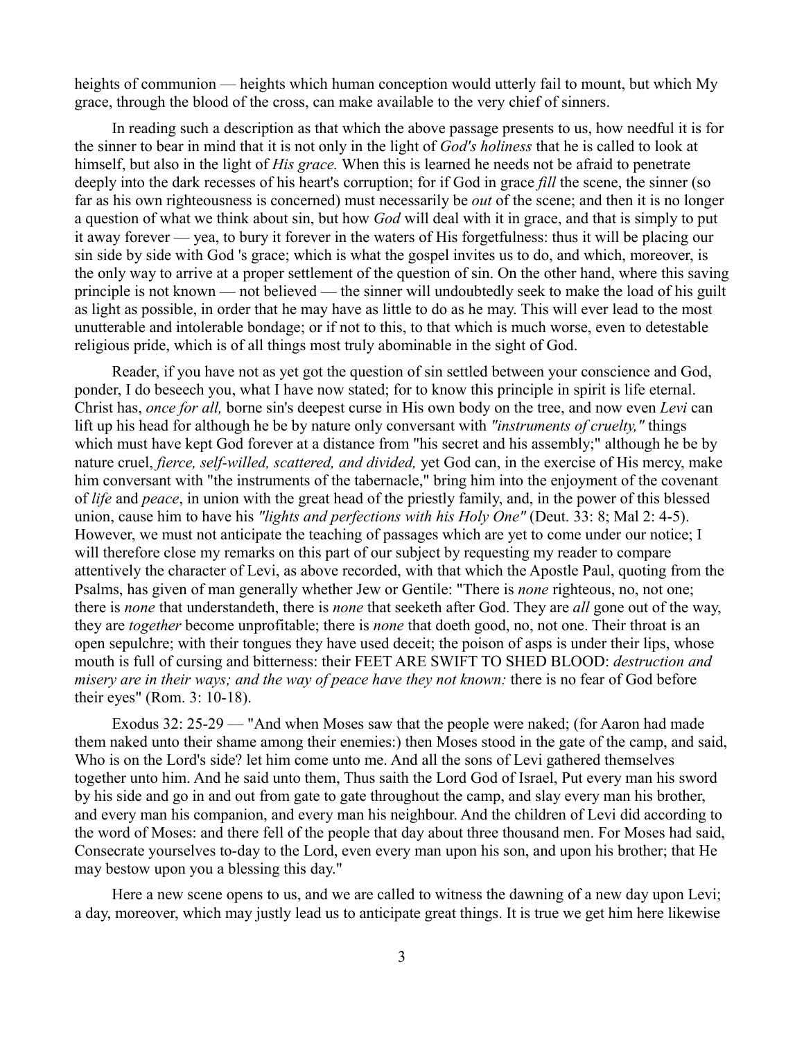heights of communion — heights which human conception would utterly fail to mount, but which My grace, through the blood of the cross, can make available to the very chief of sinners.

In reading such a description as that which the above passage presents to us, how needful it is for the sinner to bear in mind that it is not only in the light of *God's holiness* that he is called to look at himself, but also in the light of *His grace.* When this is learned he needs not be afraid to penetrate deeply into the dark recesses of his heart's corruption; for if God in grace *fill* the scene, the sinner (so far as his own righteousness is concerned) must necessarily be *out* of the scene; and then it is no longer a question of what we think about sin, but how *God* will deal with it in grace, and that is simply to put it away forever — yea, to bury it forever in the waters of His forgetfulness: thus it will be placing our sin side by side with God 's grace; which is what the gospel invites us to do, and which, moreover, is the only way to arrive at a proper settlement of the question of sin. On the other hand, where this saving principle is not known — not believed — the sinner will undoubtedly seek to make the load of his guilt as light as possible, in order that he may have as little to do as he may. This will ever lead to the most unutterable and intolerable bondage; or if not to this, to that which is much worse, even to detestable religious pride, which is of all things most truly abominable in the sight of God.

Reader, if you have not as yet got the question of sin settled between your conscience and God, ponder, I do beseech you, what I have now stated; for to know this principle in spirit is life eternal. Christ has, *once for all,* borne sin's deepest curse in His own body on the tree, and now even *Levi* can lift up his head for although he be by nature only conversant with *"instruments of cruelty,"* things which must have kept God forever at a distance from "his secret and his assembly;" although he be by nature cruel, *fierce, self-willed, scattered, and divided,* yet God can, in the exercise of His mercy, make him conversant with "the instruments of the tabernacle," bring him into the enjoyment of the covenant of *life* and *peace*, in union with the great head of the priestly family, and, in the power of this blessed union, cause him to have his *"lights and perfections with his Holy One"* (Deut. 33: 8; Mal 2: 4-5). However, we must not anticipate the teaching of passages which are yet to come under our notice; I will therefore close my remarks on this part of our subject by requesting my reader to compare attentively the character of Levi, as above recorded, with that which the Apostle Paul, quoting from the Psalms, has given of man generally whether Jew or Gentile: "There is *none* righteous, no, not one; there is *none* that understandeth, there is *none* that seeketh after God. They are *all* gone out of the way, they are *together* become unprofitable; there is *none* that doeth good, no, not one. Their throat is an open sepulchre; with their tongues they have used deceit; the poison of asps is under their lips, whose mouth is full of cursing and bitterness: their FEET ARE SWIFT TO SHED BLOOD: *destruction and misery are in their ways; and the way of peace have they not known:* there is no fear of God before their eyes" (Rom. 3: 10-18).

Exodus 32: 25-29 — "And when Moses saw that the people were naked; (for Aaron had made them naked unto their shame among their enemies:) then Moses stood in the gate of the camp, and said, Who is on the Lord's side? let him come unto me. And all the sons of Levi gathered themselves together unto him. And he said unto them, Thus saith the Lord God of Israel, Put every man his sword by his side and go in and out from gate to gate throughout the camp, and slay every man his brother, and every man his companion, and every man his neighbour. And the children of Levi did according to the word of Moses: and there fell of the people that day about three thousand men. For Moses had said, Consecrate yourselves to-day to the Lord, even every man upon his son, and upon his brother; that He may bestow upon you a blessing this day."

Here a new scene opens to us, and we are called to witness the dawning of a new day upon Levi; a day, moreover, which may justly lead us to anticipate great things. It is true we get him here likewise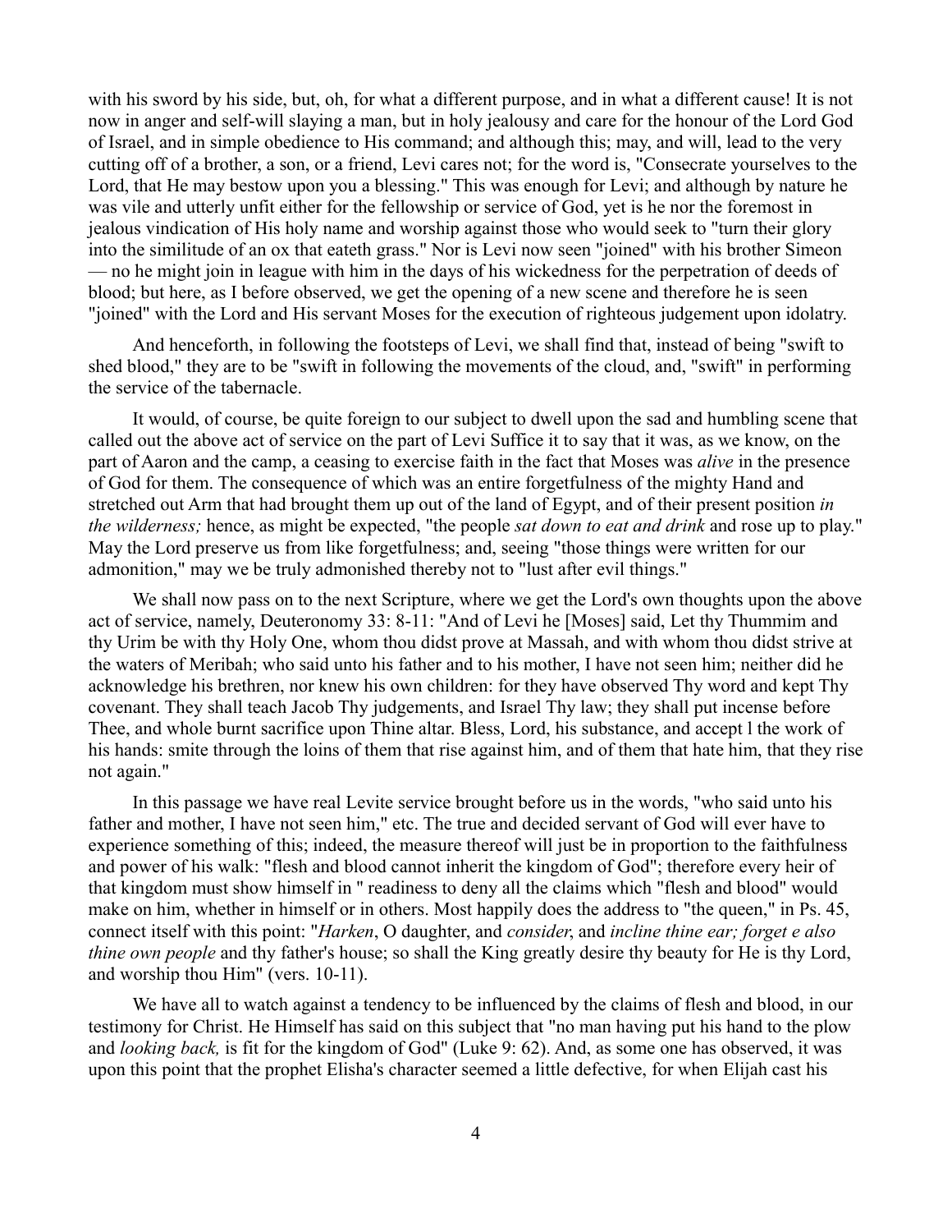with his sword by his side, but, oh, for what a different purpose, and in what a different cause! It is not now in anger and self-will slaying a man, but in holy jealousy and care for the honour of the Lord God of Israel, and in simple obedience to His command; and although this; may, and will, lead to the very cutting off of a brother, a son, or a friend, Levi cares not; for the word is, "Consecrate yourselves to the Lord, that He may bestow upon you a blessing." This was enough for Levi; and although by nature he was vile and utterly unfit either for the fellowship or service of God, yet is he nor the foremost in jealous vindication of His holy name and worship against those who would seek to "turn their glory into the similitude of an ox that eateth grass." Nor is Levi now seen "joined" with his brother Simeon — no he might join in league with him in the days of his wickedness for the perpetration of deeds of blood; but here, as I before observed, we get the opening of a new scene and therefore he is seen "joined" with the Lord and His servant Moses for the execution of righteous judgement upon idolatry.

And henceforth, in following the footsteps of Levi, we shall find that, instead of being "swift to shed blood," they are to be "swift in following the movements of the cloud, and, "swift" in performing the service of the tabernacle.

It would, of course, be quite foreign to our subject to dwell upon the sad and humbling scene that called out the above act of service on the part of Levi Suffice it to say that it was, as we know, on the part of Aaron and the camp, a ceasing to exercise faith in the fact that Moses was *alive* in the presence of God for them. The consequence of which was an entire forgetfulness of the mighty Hand and stretched out Arm that had brought them up out of the land of Egypt, and of their present position *in the wilderness;* hence, as might be expected, "the people *sat down to eat and drink* and rose up to play." May the Lord preserve us from like forgetfulness; and, seeing "those things were written for our admonition," may we be truly admonished thereby not to "lust after evil things."

We shall now pass on to the next Scripture, where we get the Lord's own thoughts upon the above act of service, namely, Deuteronomy 33: 8-11: "And of Levi he [Moses] said, Let thy Thummim and thy Urim be with thy Holy One, whom thou didst prove at Massah, and with whom thou didst strive at the waters of Meribah; who said unto his father and to his mother, I have not seen him; neither did he acknowledge his brethren, nor knew his own children: for they have observed Thy word and kept Thy covenant. They shall teach Jacob Thy judgements, and Israel Thy law; they shall put incense before Thee, and whole burnt sacrifice upon Thine altar. Bless, Lord, his substance, and accept l the work of his hands: smite through the loins of them that rise against him, and of them that hate him, that they rise not again."

In this passage we have real Levite service brought before us in the words, "who said unto his father and mother, I have not seen him," etc. The true and decided servant of God will ever have to experience something of this; indeed, the measure thereof will just be in proportion to the faithfulness and power of his walk: "flesh and blood cannot inherit the kingdom of God"; therefore every heir of that kingdom must show himself in " readiness to deny all the claims which "flesh and blood" would make on him, whether in himself or in others. Most happily does the address to "the queen," in Ps. 45, connect itself with this point: "*Harken*, O daughter, and *consider*, and *incline thine ear; forget e also thine own people* and thy father's house; so shall the King greatly desire thy beauty for He is thy Lord, and worship thou Him" (vers. 10-11).

We have all to watch against a tendency to be influenced by the claims of flesh and blood, in our testimony for Christ. He Himself has said on this subject that "no man having put his hand to the plow and *looking back,* is fit for the kingdom of God" (Luke 9: 62). And, as some one has observed, it was upon this point that the prophet Elisha's character seemed a little defective, for when Elijah cast his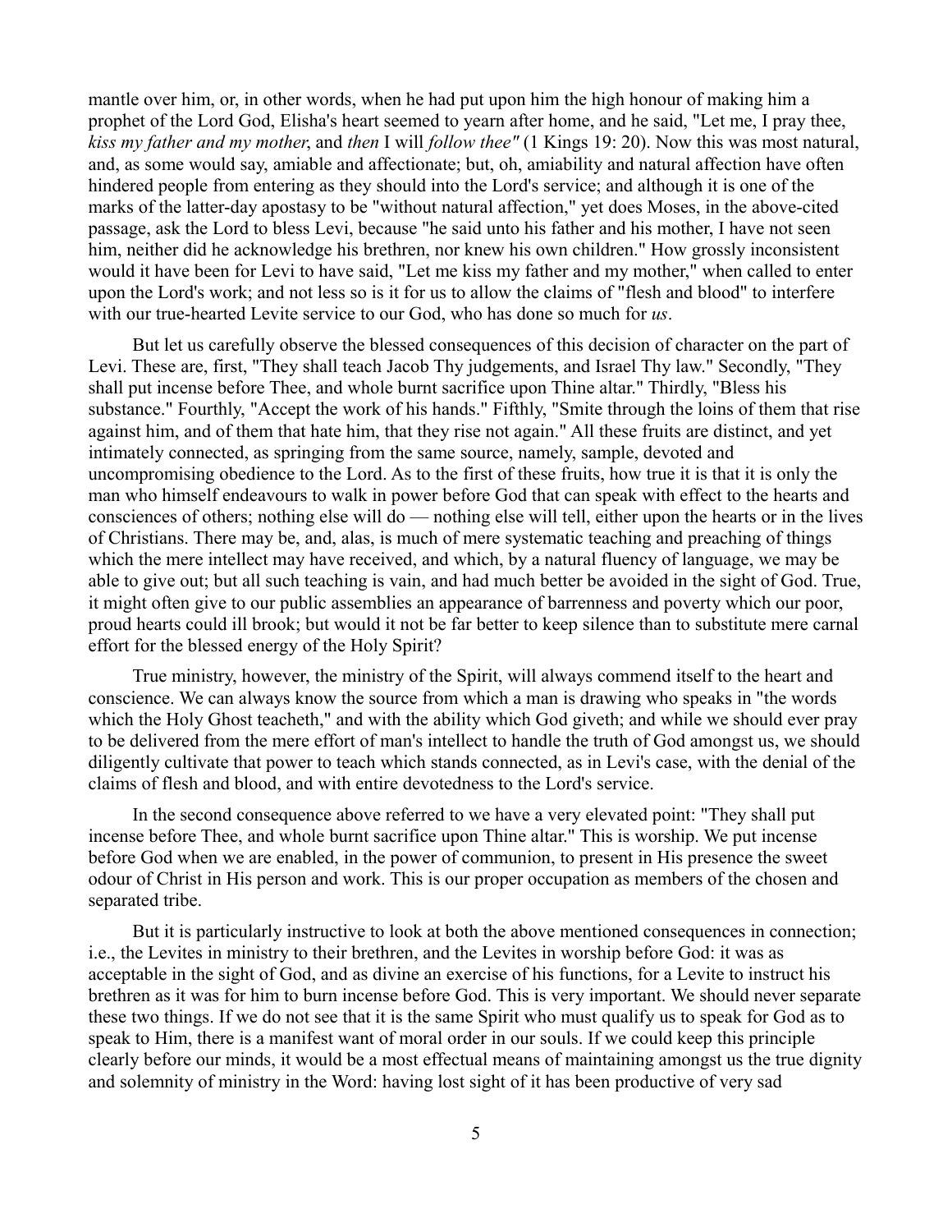mantle over him, or, in other words, when he had put upon him the high honour of making him a prophet of the Lord God, Elisha's heart seemed to yearn after home, and he said, "Let me, I pray thee, *kiss my father and my mother*, and *then* I will *follow thee"* (1 Kings 19: 20). Now this was most natural, and, as some would say, amiable and affectionate; but, oh, amiability and natural affection have often hindered people from entering as they should into the Lord's service; and although it is one of the marks of the latter-day apostasy to be "without natural affection," yet does Moses, in the above-cited passage, ask the Lord to bless Levi, because "he said unto his father and his mother, I have not seen him, neither did he acknowledge his brethren, nor knew his own children." How grossly inconsistent would it have been for Levi to have said, "Let me kiss my father and my mother," when called to enter upon the Lord's work; and not less so is it for us to allow the claims of "flesh and blood" to interfere with our true-hearted Levite service to our God, who has done so much for *us*.

But let us carefully observe the blessed consequences of this decision of character on the part of Levi. These are, first, "They shall teach Jacob Thy judgements, and Israel Thy law." Secondly, "They shall put incense before Thee, and whole burnt sacrifice upon Thine altar." Thirdly, "Bless his substance." Fourthly, "Accept the work of his hands." Fifthly, "Smite through the loins of them that rise against him, and of them that hate him, that they rise not again." All these fruits are distinct, and yet intimately connected, as springing from the same source, namely, sample, devoted and uncompromising obedience to the Lord. As to the first of these fruits, how true it is that it is only the man who himself endeavours to walk in power before God that can speak with effect to the hearts and consciences of others; nothing else will do — nothing else will tell, either upon the hearts or in the lives of Christians. There may be, and, alas, is much of mere systematic teaching and preaching of things which the mere intellect may have received, and which, by a natural fluency of language, we may be able to give out; but all such teaching is vain, and had much better be avoided in the sight of God. True, it might often give to our public assemblies an appearance of barrenness and poverty which our poor, proud hearts could ill brook; but would it not be far better to keep silence than to substitute mere carnal effort for the blessed energy of the Holy Spirit?

True ministry, however, the ministry of the Spirit, will always commend itself to the heart and conscience. We can always know the source from which a man is drawing who speaks in "the words which the Holy Ghost teacheth," and with the ability which God giveth; and while we should ever pray to be delivered from the mere effort of man's intellect to handle the truth of God amongst us, we should diligently cultivate that power to teach which stands connected, as in Levi's case, with the denial of the claims of flesh and blood, and with entire devotedness to the Lord's service.

In the second consequence above referred to we have a very elevated point: "They shall put incense before Thee, and whole burnt sacrifice upon Thine altar." This is worship. We put incense before God when we are enabled, in the power of communion, to present in His presence the sweet odour of Christ in His person and work. This is our proper occupation as members of the chosen and separated tribe.

But it is particularly instructive to look at both the above mentioned consequences in connection; i.e., the Levites in ministry to their brethren, and the Levites in worship before God: it was as acceptable in the sight of God, and as divine an exercise of his functions, for a Levite to instruct his brethren as it was for him to burn incense before God. This is very important. We should never separate these two things. If we do not see that it is the same Spirit who must qualify us to speak for God as to speak to Him, there is a manifest want of moral order in our souls. If we could keep this principle clearly before our minds, it would be a most effectual means of maintaining amongst us the true dignity and solemnity of ministry in the Word: having lost sight of it has been productive of very sad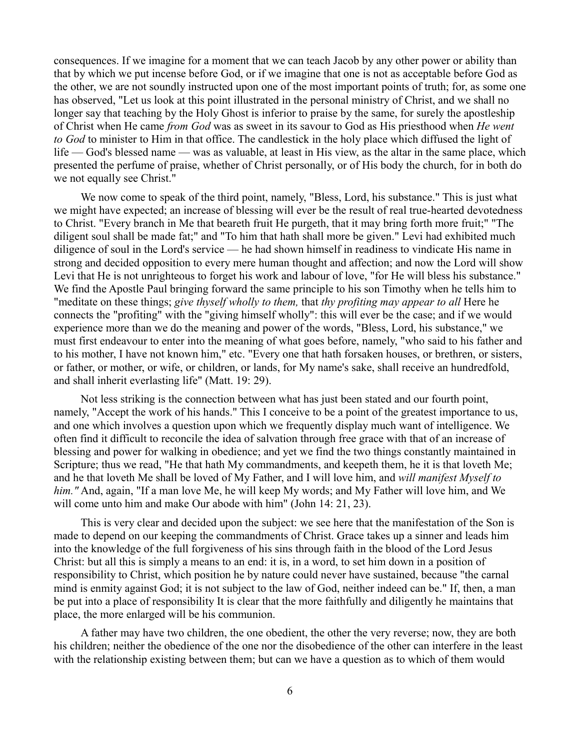consequences. If we imagine for a moment that we can teach Jacob by any other power or ability than that by which we put incense before God, or if we imagine that one is not as acceptable before God as the other, we are not soundly instructed upon one of the most important points of truth; for, as some one has observed, "Let us look at this point illustrated in the personal ministry of Christ, and we shall no longer say that teaching by the Holy Ghost is inferior to praise by the same, for surely the apostleship of Christ when He came *from God* was as sweet in its savour to God as His priesthood when *He went to God* to minister to Him in that office. The candlestick in the holy place which diffused the light of life — God's blessed name — was as valuable, at least in His view, as the altar in the same place, which presented the perfume of praise, whether of Christ personally, or of His body the church, for in both do we not equally see Christ."

We now come to speak of the third point, namely, "Bless, Lord, his substance." This is just what we might have expected; an increase of blessing will ever be the result of real true-hearted devotedness to Christ. "Every branch in Me that beareth fruit He purgeth, that it may bring forth more fruit;" "The diligent soul shall be made fat;" and "To him that hath shall more be given." Levi had exhibited much diligence of soul in the Lord's service — he had shown himself in readiness to vindicate His name in strong and decided opposition to every mere human thought and affection; and now the Lord will show Levi that He is not unrighteous to forget his work and labour of love, "for He will bless his substance." We find the Apostle Paul bringing forward the same principle to his son Timothy when he tells him to "meditate on these things; *give thyself wholly to them,* that *thy profiting may appear to all* Here he connects the "profiting" with the "giving himself wholly": this will ever be the case; and if we would experience more than we do the meaning and power of the words, "Bless, Lord, his substance," we must first endeavour to enter into the meaning of what goes before, namely, "who said to his father and to his mother, I have not known him," etc. "Every one that hath forsaken houses, or brethren, or sisters, or father, or mother, or wife, or children, or lands, for My name's sake, shall receive an hundredfold, and shall inherit everlasting life" (Matt. 19: 29).

Not less striking is the connection between what has just been stated and our fourth point, namely, "Accept the work of his hands." This I conceive to be a point of the greatest importance to us, and one which involves a question upon which we frequently display much want of intelligence. We often find it difficult to reconcile the idea of salvation through free grace with that of an increase of blessing and power for walking in obedience; and yet we find the two things constantly maintained in Scripture; thus we read, "He that hath My commandments, and keepeth them, he it is that loveth Me; and he that loveth Me shall be loved of My Father, and I will love him, and *will manifest Myself to him."* And, again, "If a man love Me, he will keep My words; and My Father will love him, and We will come unto him and make Our abode with him" (John 14: 21, 23).

This is very clear and decided upon the subject: we see here that the manifestation of the Son is made to depend on our keeping the commandments of Christ. Grace takes up a sinner and leads him into the knowledge of the full forgiveness of his sins through faith in the blood of the Lord Jesus Christ: but all this is simply a means to an end: it is, in a word, to set him down in a position of responsibility to Christ, which position he by nature could never have sustained, because "the carnal mind is enmity against God; it is not subject to the law of God, neither indeed can be." If, then, a man be put into a place of responsibility It is clear that the more faithfully and diligently he maintains that place, the more enlarged will be his communion.

A father may have two children, the one obedient, the other the very reverse; now, they are both his children; neither the obedience of the one nor the disobedience of the other can interfere in the least with the relationship existing between them; but can we have a question as to which of them would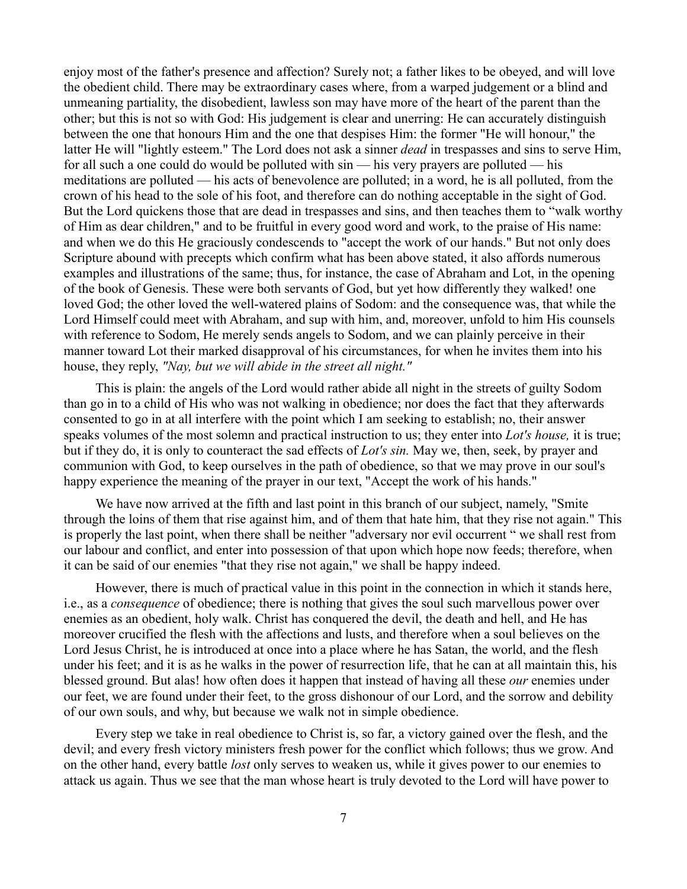enjoy most of the father's presence and affection? Surely not; a father likes to be obeyed, and will love the obedient child. There may be extraordinary cases where, from a warped judgement or a blind and unmeaning partiality, the disobedient, lawless son may have more of the heart of the parent than the other; but this is not so with God: His judgement is clear and unerring: He can accurately distinguish between the one that honours Him and the one that despises Him: the former "He will honour," the latter He will "lightly esteem." The Lord does not ask a sinner *dead* in trespasses and sins to serve Him, for all such a one could do would be polluted with sin — his very prayers are polluted — his meditations are polluted — his acts of benevolence are polluted; in a word, he is all polluted, from the crown of his head to the sole of his foot, and therefore can do nothing acceptable in the sight of God. But the Lord quickens those that are dead in trespasses and sins, and then teaches them to "walk worthy of Him as dear children," and to be fruitful in every good word and work, to the praise of His name: and when we do this He graciously condescends to "accept the work of our hands." But not only does Scripture abound with precepts which confirm what has been above stated, it also affords numerous examples and illustrations of the same; thus, for instance, the case of Abraham and Lot, in the opening of the book of Genesis. These were both servants of God, but yet how differently they walked! one loved God; the other loved the well-watered plains of Sodom: and the consequence was, that while the Lord Himself could meet with Abraham, and sup with him, and, moreover, unfold to him His counsels with reference to Sodom, He merely sends angels to Sodom, and we can plainly perceive in their manner toward Lot their marked disapproval of his circumstances, for when he invites them into his house, they reply, *"Nay, but we will abide in the street all night."*

This is plain: the angels of the Lord would rather abide all night in the streets of guilty Sodom than go in to a child of His who was not walking in obedience; nor does the fact that they afterwards consented to go in at all interfere with the point which I am seeking to establish; no, their answer speaks volumes of the most solemn and practical instruction to us; they enter into *Lot's house,* it is true; but if they do, it is only to counteract the sad effects of *Lot's sin.* May we, then, seek, by prayer and communion with God, to keep ourselves in the path of obedience, so that we may prove in our soul's happy experience the meaning of the prayer in our text, "Accept the work of his hands."

We have now arrived at the fifth and last point in this branch of our subject, namely, "Smite through the loins of them that rise against him, and of them that hate him, that they rise not again." This is properly the last point, when there shall be neither "adversary nor evil occurrent " we shall rest from our labour and conflict, and enter into possession of that upon which hope now feeds; therefore, when it can be said of our enemies "that they rise not again," we shall be happy indeed.

However, there is much of practical value in this point in the connection in which it stands here, i.e., as a *consequence* of obedience; there is nothing that gives the soul such marvellous power over enemies as an obedient, holy walk. Christ has conquered the devil, the death and hell, and He has moreover crucified the flesh with the affections and lusts, and therefore when a soul believes on the Lord Jesus Christ, he is introduced at once into a place where he has Satan, the world, and the flesh under his feet; and it is as he walks in the power of resurrection life, that he can at all maintain this, his blessed ground. But alas! how often does it happen that instead of having all these *our* enemies under our feet, we are found under their feet, to the gross dishonour of our Lord, and the sorrow and debility of our own souls, and why, but because we walk not in simple obedience.

Every step we take in real obedience to Christ is, so far, a victory gained over the flesh, and the devil; and every fresh victory ministers fresh power for the conflict which follows; thus we grow. And on the other hand, every battle *lost* only serves to weaken us, while it gives power to our enemies to attack us again. Thus we see that the man whose heart is truly devoted to the Lord will have power to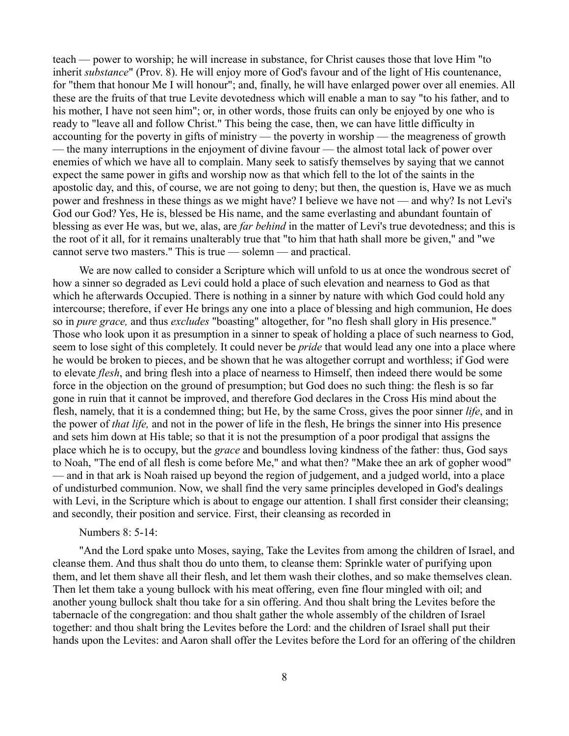teach — power to worship; he will increase in substance, for Christ causes those that love Him "to inherit *substance*" (Prov. 8). He will enjoy more of God's favour and of the light of His countenance, for "them that honour Me I will honour"; and, finally, he will have enlarged power over all enemies. All these are the fruits of that true Levite devotedness which will enable a man to say "to his father, and to his mother, I have not seen him"; or, in other words, those fruits can only be enjoyed by one who is ready to "leave all and follow Christ." This being the case, then, we can have little difficulty in accounting for the poverty in gifts of ministry — the poverty in worship — the meagreness of growth — the many interruptions in the enjoyment of divine favour — the almost total lack of power over enemies of which we have all to complain. Many seek to satisfy themselves by saying that we cannot expect the same power in gifts and worship now as that which fell to the lot of the saints in the apostolic day, and this, of course, we are not going to deny; but then, the question is, Have we as much power and freshness in these things as we might have? I believe we have not — and why? Is not Levi's God our God? Yes, He is, blessed be His name, and the same everlasting and abundant fountain of blessing as ever He was, but we, alas, are *far behind* in the matter of Levi's true devotedness; and this is the root of it all, for it remains unalterably true that "to him that hath shall more be given," and "we cannot serve two masters." This is true — solemn — and practical.

We are now called to consider a Scripture which will unfold to us at once the wondrous secret of how a sinner so degraded as Levi could hold a place of such elevation and nearness to God as that which he afterwards Occupied. There is nothing in a sinner by nature with which God could hold any intercourse; therefore, if ever He brings any one into a place of blessing and high communion, He does so in *pure grace,* and thus *excludes* "boasting" altogether, for "no flesh shall glory in His presence." Those who look upon it as presumption in a sinner to speak of holding a place of such nearness to God, seem to lose sight of this completely. It could never be *pride* that would lead any one into a place where he would be broken to pieces, and be shown that he was altogether corrupt and worthless; if God were to elevate *flesh*, and bring flesh into a place of nearness to Himself, then indeed there would be some force in the objection on the ground of presumption; but God does no such thing: the flesh is so far gone in ruin that it cannot be improved, and therefore God declares in the Cross His mind about the flesh, namely, that it is a condemned thing; but He, by the same Cross, gives the poor sinner *life*, and in the power of *that life,* and not in the power of life in the flesh, He brings the sinner into His presence and sets him down at His table; so that it is not the presumption of a poor prodigal that assigns the place which he is to occupy, but the *grace* and boundless loving kindness of the father: thus, God says to Noah, "The end of all flesh is come before Me," and what then? "Make thee an ark of gopher wood" — and in that ark is Noah raised up beyond the region of judgement, and a judged world, into a place of undisturbed communion. Now, we shall find the very same principles developed in God's dealings with Levi, in the Scripture which is about to engage our attention. I shall first consider their cleansing; and secondly, their position and service. First, their cleansing as recorded in

Numbers 8: 5-14:

"And the Lord spake unto Moses, saying, Take the Levites from among the children of Israel, and cleanse them. And thus shalt thou do unto them, to cleanse them: Sprinkle water of purifying upon them, and let them shave all their flesh, and let them wash their clothes, and so make themselves clean. Then let them take a young bullock with his meat offering, even fine flour mingled with oil; and another young bullock shalt thou take for a sin offering. And thou shalt bring the Levites before the tabernacle of the congregation: and thou shalt gather the whole assembly of the children of Israel together: and thou shalt bring the Levites before the Lord: and the children of Israel shall put their hands upon the Levites: and Aaron shall offer the Levites before the Lord for an offering of the children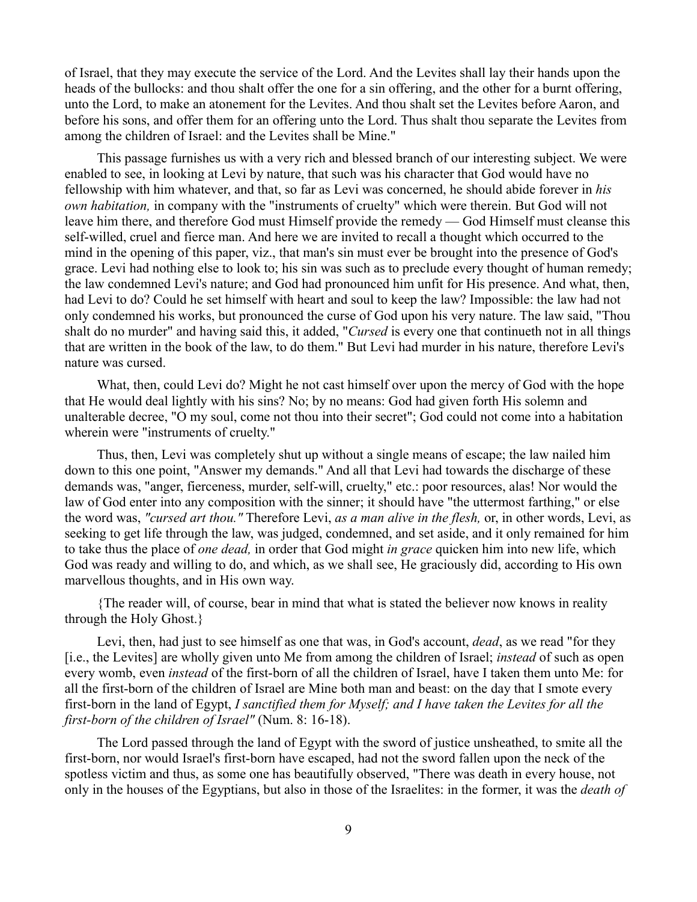of Israel, that they may execute the service of the Lord. And the Levites shall lay their hands upon the heads of the bullocks: and thou shalt offer the one for a sin offering, and the other for a burnt offering, unto the Lord, to make an atonement for the Levites. And thou shalt set the Levites before Aaron, and before his sons, and offer them for an offering unto the Lord. Thus shalt thou separate the Levites from among the children of Israel: and the Levites shall be Mine."

This passage furnishes us with a very rich and blessed branch of our interesting subject. We were enabled to see, in looking at Levi by nature, that such was his character that God would have no fellowship with him whatever, and that, so far as Levi was concerned, he should abide forever in *his own habitation,* in company with the "instruments of cruelty" which were therein. But God will not leave him there, and therefore God must Himself provide the remedy — God Himself must cleanse this self-willed, cruel and fierce man. And here we are invited to recall a thought which occurred to the mind in the opening of this paper, viz., that man's sin must ever be brought into the presence of God's grace. Levi had nothing else to look to; his sin was such as to preclude every thought of human remedy; the law condemned Levi's nature; and God had pronounced him unfit for His presence. And what, then, had Levi to do? Could he set himself with heart and soul to keep the law? Impossible: the law had not only condemned his works, but pronounced the curse of God upon his very nature. The law said, "Thou shalt do no murder" and having said this, it added, "*Cursed* is every one that continueth not in all things that are written in the book of the law, to do them." But Levi had murder in his nature, therefore Levi's nature was cursed.

What, then, could Levi do? Might he not cast himself over upon the mercy of God with the hope that He would deal lightly with his sins? No; by no means: God had given forth His solemn and unalterable decree, "O my soul, come not thou into their secret"; God could not come into a habitation wherein were "instruments of cruelty."

Thus, then, Levi was completely shut up without a single means of escape; the law nailed him down to this one point, "Answer my demands." And all that Levi had towards the discharge of these demands was, "anger, fierceness, murder, self-will, cruelty," etc.: poor resources, alas! Nor would the law of God enter into any composition with the sinner; it should have "the uttermost farthing," or else the word was, *"cursed art thou."* Therefore Levi, *as a man alive in the flesh,* or, in other words, Levi, as seeking to get life through the law, was judged, condemned, and set aside, and it only remained for him to take thus the place of *one dead,* in order that God might *in grace* quicken him into new life, which God was ready and willing to do, and which, as we shall see, He graciously did, according to His own marvellous thoughts, and in His own way.

{The reader will, of course, bear in mind that what is stated the believer now knows in reality through the Holy Ghost.}

Levi, then, had just to see himself as one that was, in God's account, *dead*, as we read "for they [i.e., the Levites] are wholly given unto Me from among the children of Israel; *instead* of such as open every womb, even *instead* of the first-born of all the children of Israel, have I taken them unto Me: for all the first-born of the children of Israel are Mine both man and beast: on the day that I smote every first-born in the land of Egypt, *I sanctified them for Myself; and I have taken the Levites for all the first-born of the children of Israel"* (Num. 8: 16-18).

The Lord passed through the land of Egypt with the sword of justice unsheathed, to smite all the first-born, nor would Israel's first-born have escaped, had not the sword fallen upon the neck of the spotless victim and thus, as some one has beautifully observed, "There was death in every house, not only in the houses of the Egyptians, but also in those of the Israelites: in the former, it was the *death of*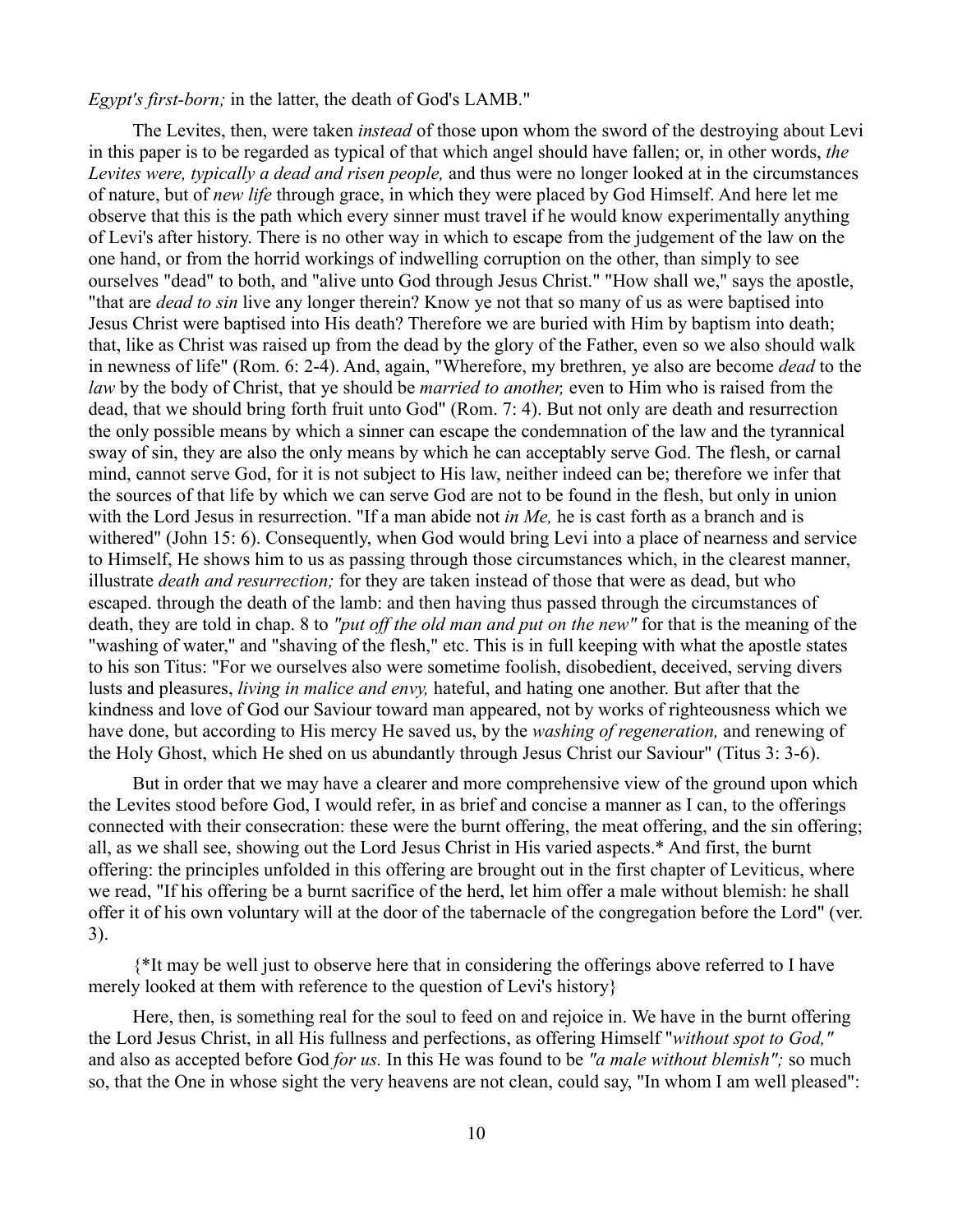*Egypt's first-born;* in the latter, the death of God's LAMB."

The Levites, then, were taken *instead* of those upon whom the sword of the destroying about Levi in this paper is to be regarded as typical of that which angel should have fallen; or, in other words, *the Levites were, typically a dead and risen people,* and thus were no longer looked at in the circumstances of nature, but of *new life* through grace, in which they were placed by God Himself. And here let me observe that this is the path which every sinner must travel if he would know experimentally anything of Levi's after history. There is no other way in which to escape from the judgement of the law on the one hand, or from the horrid workings of indwelling corruption on the other, than simply to see ourselves "dead" to both, and "alive unto God through Jesus Christ." "How shall we," says the apostle, "that are *dead to sin* live any longer therein? Know ye not that so many of us as were baptised into Jesus Christ were baptised into His death? Therefore we are buried with Him by baptism into death; that, like as Christ was raised up from the dead by the glory of the Father, even so we also should walk in newness of life" (Rom. 6: 2-4). And, again, "Wherefore, my brethren, ye also are become *dead* to the *law* by the body of Christ, that ye should be *married to another,* even to Him who is raised from the dead, that we should bring forth fruit unto God" (Rom. 7: 4). But not only are death and resurrection the only possible means by which a sinner can escape the condemnation of the law and the tyrannical sway of sin, they are also the only means by which he can acceptably serve God. The flesh, or carnal mind, cannot serve God, for it is not subject to His law, neither indeed can be; therefore we infer that the sources of that life by which we can serve God are not to be found in the flesh, but only in union with the Lord Jesus in resurrection. "If a man abide not *in Me,* he is cast forth as a branch and is withered" (John 15: 6). Consequently, when God would bring Levi into a place of nearness and service to Himself, He shows him to us as passing through those circumstances which, in the clearest manner, illustrate *death and resurrection;* for they are taken instead of those that were as dead, but who escaped. through the death of the lamb: and then having thus passed through the circumstances of death, they are told in chap. 8 to *"put off the old man and put on the new"* for that is the meaning of the "washing of water," and "shaving of the flesh," etc. This is in full keeping with what the apostle states to his son Titus: "For we ourselves also were sometime foolish, disobedient, deceived, serving divers lusts and pleasures, *living in malice and envy,* hateful, and hating one another. But after that the kindness and love of God our Saviour toward man appeared, not by works of righteousness which we have done, but according to His mercy He saved us, by the *washing of regeneration,* and renewing of the Holy Ghost, which He shed on us abundantly through Jesus Christ our Saviour" (Titus 3: 3-6).

But in order that we may have a clearer and more comprehensive view of the ground upon which the Levites stood before God, I would refer, in as brief and concise a manner as I can, to the offerings connected with their consecration: these were the burnt offering, the meat offering, and the sin offering; all, as we shall see, showing out the Lord Jesus Christ in His varied aspects.* And first, the burnt offering: the principles unfolded in this offering are brought out in the first chapter of Leviticus, where we read, "If his offering be a burnt sacrifice of the herd, let him offer a male without blemish: he shall offer it of his own voluntary will at the door of the tabernacle of the congregation before the Lord" (ver. 3).

{*It may be well just to observe here that in considering the offerings above referred to I have merely looked at them with reference to the question of Levi's history}

Here, then, is something real for the soul to feed on and rejoice in. We have in the burnt offering the Lord Jesus Christ, in all His fullness and perfections, as offering Himself "*without spot to God,"* and also as accepted before God *for us.* In this He was found to be *"a male without blemish";* so much so, that the One in whose sight the very heavens are not clean, could say, "In whom I am well pleased":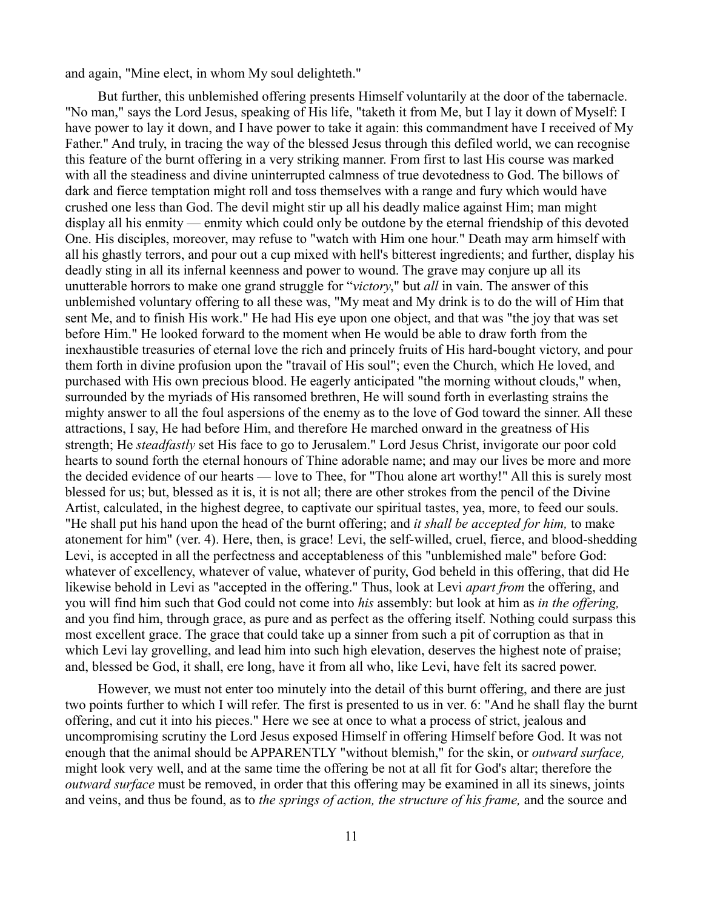and again, "Mine elect, in whom My soul delighteth."

But further, this unblemished offering presents Himself voluntarily at the door of the tabernacle. "No man," says the Lord Jesus, speaking of His life, "taketh it from Me, but I lay it down of Myself: I have power to lay it down, and I have power to take it again: this commandment have I received of My Father." And truly, in tracing the way of the blessed Jesus through this defiled world, we can recognise this feature of the burnt offering in a very striking manner. From first to last His course was marked with all the steadiness and divine uninterrupted calmness of true devotedness to God. The billows of dark and fierce temptation might roll and toss themselves with a range and fury which would have crushed one less than God. The devil might stir up all his deadly malice against Him; man might display all his enmity — enmity which could only be outdone by the eternal friendship of this devoted One. His disciples, moreover, may refuse to "watch with Him one hour." Death may arm himself with all his ghastly terrors, and pour out a cup mixed with hell's bitterest ingredients; and further, display his deadly sting in all its infernal keenness and power to wound. The grave may conjure up all its unutterable horrors to make one grand struggle for "*victory*," but *all* in vain. The answer of this unblemished voluntary offering to all these was, "My meat and My drink is to do the will of Him that sent Me, and to finish His work." He had His eye upon one object, and that was "the joy that was set before Him." He looked forward to the moment when He would be able to draw forth from the inexhaustible treasuries of eternal love the rich and princely fruits of His hard-bought victory, and pour them forth in divine profusion upon the "travail of His soul"; even the Church, which He loved, and purchased with His own precious blood. He eagerly anticipated "the morning without clouds," when, surrounded by the myriads of His ransomed brethren, He will sound forth in everlasting strains the mighty answer to all the foul aspersions of the enemy as to the love of God toward the sinner. All these attractions, I say, He had before Him, and therefore He marched onward in the greatness of His strength; He *steadfastly* set His face to go to Jerusalem." Lord Jesus Christ, invigorate our poor cold hearts to sound forth the eternal honours of Thine adorable name; and may our lives be more and more the decided evidence of our hearts — love to Thee, for "Thou alone art worthy!" All this is surely most blessed for us; but, blessed as it is, it is not all; there are other strokes from the pencil of the Divine Artist, calculated, in the highest degree, to captivate our spiritual tastes, yea, more, to feed our souls. "He shall put his hand upon the head of the burnt offering; and *it shall be accepted for him,* to make atonement for him" (ver. 4). Here, then, is grace! Levi, the self-willed, cruel, fierce, and blood-shedding Levi, is accepted in all the perfectness and acceptableness of this "unblemished male" before God: whatever of excellency, whatever of value, whatever of purity, God beheld in this offering, that did He likewise behold in Levi as "accepted in the offering." Thus, look at Levi *apart from* the offering, and you will find him such that God could not come into *his* assembly: but look at him as *in the offering,* and you find him, through grace, as pure and as perfect as the offering itself. Nothing could surpass this most excellent grace. The grace that could take up a sinner from such a pit of corruption as that in which Levi lay grovelling, and lead him into such high elevation, deserves the highest note of praise; and, blessed be God, it shall, ere long, have it from all who, like Levi, have felt its sacred power.

However, we must not enter too minutely into the detail of this burnt offering, and there are just two points further to which I will refer. The first is presented to us in ver. 6: "And he shall flay the burnt offering, and cut it into his pieces." Here we see at once to what a process of strict, jealous and uncompromising scrutiny the Lord Jesus exposed Himself in offering Himself before God. It was not enough that the animal should be APPARENTLY "without blemish," for the skin, or *outward surface,* might look very well, and at the same time the offering be not at all fit for God's altar; therefore the *outward surface* must be removed, in order that this offering may be examined in all its sinews, joints and veins, and thus be found, as to *the springs of action, the structure of his frame,* and the source and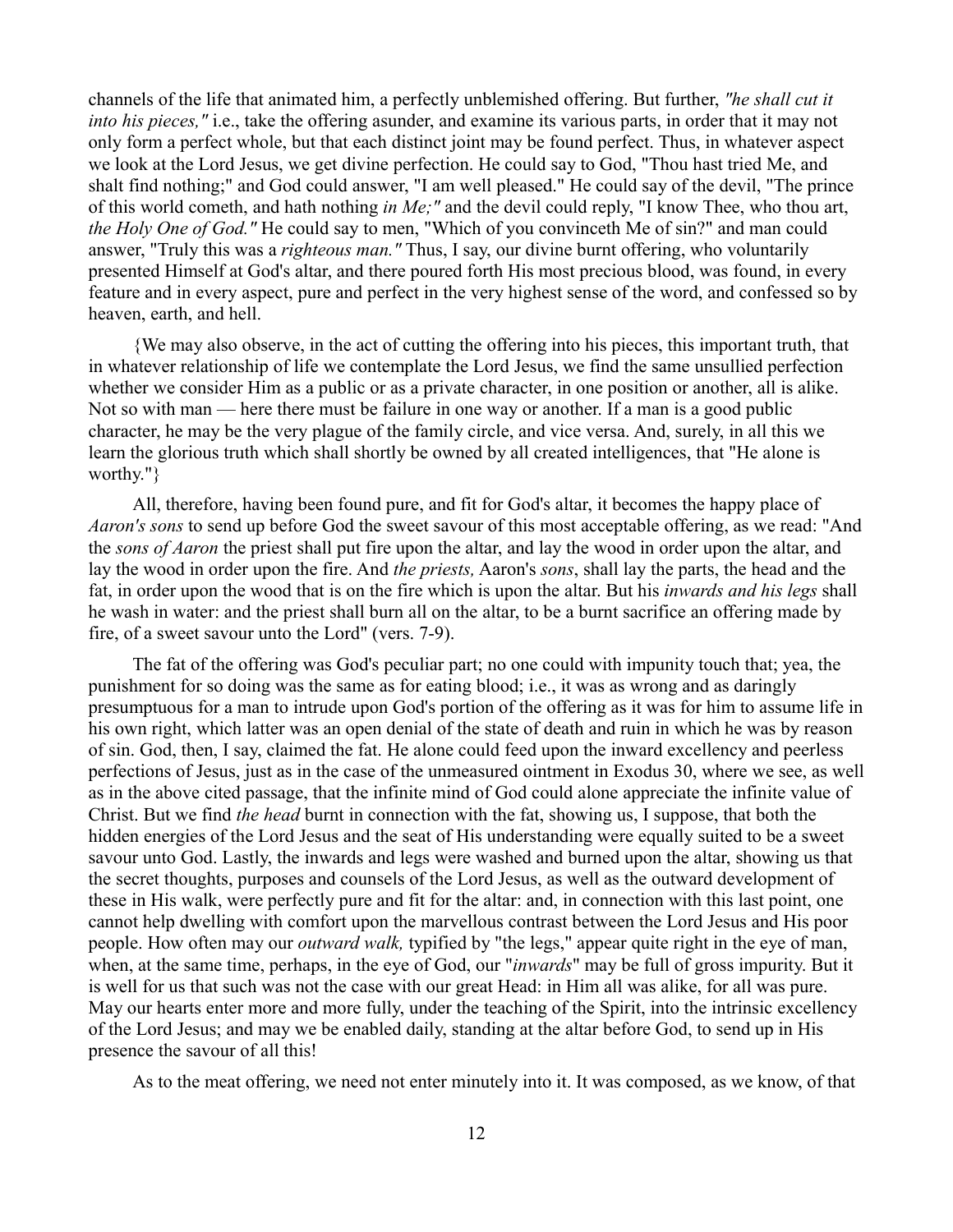channels of the life that animated him, a perfectly unblemished offering. But further, *"he shall cut it into his pieces,"* i.e., take the offering asunder, and examine its various parts, in order that it may not only form a perfect whole, but that each distinct joint may be found perfect. Thus, in whatever aspect we look at the Lord Jesus, we get divine perfection. He could say to God, "Thou hast tried Me, and shalt find nothing;" and God could answer, "I am well pleased." He could say of the devil, "The prince of this world cometh, and hath nothing *in Me;"* and the devil could reply, "I know Thee, who thou art, *the Holy One of God."* He could say to men, "Which of you convinceth Me of sin?" and man could answer, "Truly this was a *righteous man."* Thus, I say, our divine burnt offering, who voluntarily presented Himself at God's altar, and there poured forth His most precious blood, was found, in every feature and in every aspect, pure and perfect in the very highest sense of the word, and confessed so by heaven, earth, and hell.

{We may also observe, in the act of cutting the offering into his pieces, this important truth, that in whatever relationship of life we contemplate the Lord Jesus, we find the same unsullied perfection whether we consider Him as a public or as a private character, in one position or another, all is alike. Not so with man — here there must be failure in one way or another. If a man is a good public character, he may be the very plague of the family circle, and vice versa. And, surely, in all this we learn the glorious truth which shall shortly be owned by all created intelligences, that "He alone is worthy."}

All, therefore, having been found pure, and fit for God's altar, it becomes the happy place of *Aaron's sons* to send up before God the sweet savour of this most acceptable offering, as we read: "And the *sons of Aaron* the priest shall put fire upon the altar, and lay the wood in order upon the altar, and lay the wood in order upon the fire. And *the priests,* Aaron's *sons*, shall lay the parts, the head and the fat, in order upon the wood that is on the fire which is upon the altar. But his *inwards and his legs* shall he wash in water: and the priest shall burn all on the altar, to be a burnt sacrifice an offering made by fire, of a sweet savour unto the Lord" (vers. 7-9).

The fat of the offering was God's peculiar part; no one could with impunity touch that; yea, the punishment for so doing was the same as for eating blood; i.e., it was as wrong and as daringly presumptuous for a man to intrude upon God's portion of the offering as it was for him to assume life in his own right, which latter was an open denial of the state of death and ruin in which he was by reason of sin. God, then, I say, claimed the fat. He alone could feed upon the inward excellency and peerless perfections of Jesus, just as in the case of the unmeasured ointment in Exodus 30, where we see, as well as in the above cited passage, that the infinite mind of God could alone appreciate the infinite value of Christ. But we find *the head* burnt in connection with the fat, showing us, I suppose, that both the hidden energies of the Lord Jesus and the seat of His understanding were equally suited to be a sweet savour unto God. Lastly, the inwards and legs were washed and burned upon the altar, showing us that the secret thoughts, purposes and counsels of the Lord Jesus, as well as the outward development of these in His walk, were perfectly pure and fit for the altar: and, in connection with this last point, one cannot help dwelling with comfort upon the marvellous contrast between the Lord Jesus and His poor people. How often may our *outward walk,* typified by "the legs," appear quite right in the eye of man, when, at the same time, perhaps, in the eye of God, our "*inwards*" may be full of gross impurity. But it is well for us that such was not the case with our great Head: in Him all was alike, for all was pure. May our hearts enter more and more fully, under the teaching of the Spirit, into the intrinsic excellency of the Lord Jesus; and may we be enabled daily, standing at the altar before God, to send up in His presence the savour of all this!

As to the meat offering, we need not enter minutely into it. It was composed, as we know, of that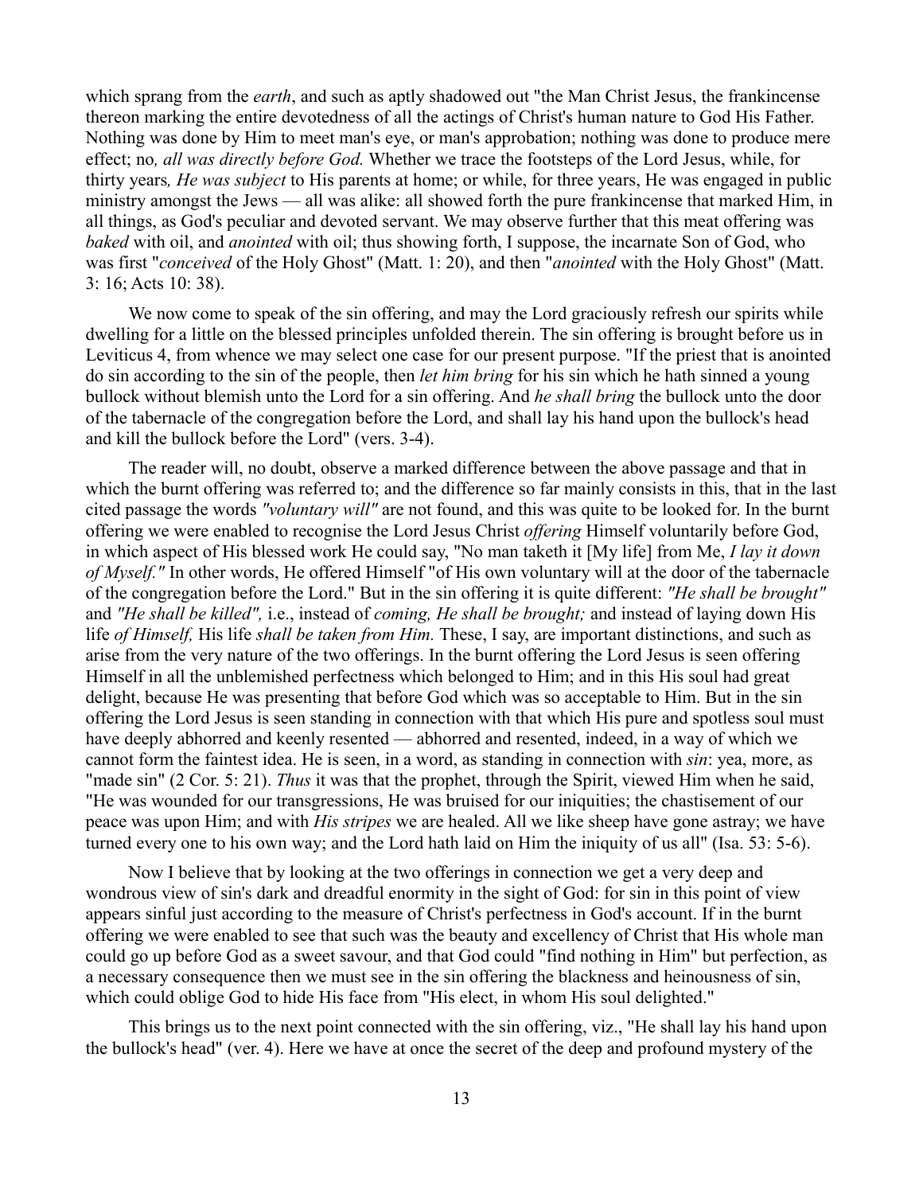which sprang from the *earth*, and such as aptly shadowed out "the Man Christ Jesus, the frankincense thereon marking the entire devotedness of all the actings of Christ's human nature to God His Father. Nothing was done by Him to meet man's eye, or man's approbation; nothing was done to produce mere effect; no*, all was directly before God.* Whether we trace the footsteps of the Lord Jesus, while, for thirty years*, He was subject* to His parents at home; or while, for three years, He was engaged in public ministry amongst the Jews — all was alike: all showed forth the pure frankincense that marked Him, in all things, as God's peculiar and devoted servant. We may observe further that this meat offering was *baked* with oil, and *anointed* with oil; thus showing forth, I suppose, the incarnate Son of God, who was first "*conceived* of the Holy Ghost" (Matt. 1: 20), and then "*anointed* with the Holy Ghost" (Matt. 3: 16; Acts 10: 38).

We now come to speak of the sin offering, and may the Lord graciously refresh our spirits while dwelling for a little on the blessed principles unfolded therein. The sin offering is brought before us in Leviticus 4, from whence we may select one case for our present purpose. "If the priest that is anointed do sin according to the sin of the people, then *let him bring* for his sin which he hath sinned a young bullock without blemish unto the Lord for a sin offering. And *he shall bring* the bullock unto the door of the tabernacle of the congregation before the Lord, and shall lay his hand upon the bullock's head and kill the bullock before the Lord" (vers. 3-4).

The reader will, no doubt, observe a marked difference between the above passage and that in which the burnt offering was referred to; and the difference so far mainly consists in this, that in the last cited passage the words *"voluntary will"* are not found, and this was quite to be looked for. In the burnt offering we were enabled to recognise the Lord Jesus Christ *offering* Himself voluntarily before God, in which aspect of His blessed work He could say, "No man taketh it [My life] from Me, *I lay it down of Myself."* In other words, He offered Himself "of His own voluntary will at the door of the tabernacle of the congregation before the Lord." But in the sin offering it is quite different: *"He shall be brought"* and *"He shall be killed",* i.e., instead of *coming, He shall be brought;* and instead of laying down His life *of Himself,* His life *shall be taken from Him.* These, I say, are important distinctions, and such as arise from the very nature of the two offerings. In the burnt offering the Lord Jesus is seen offering Himself in all the unblemished perfectness which belonged to Him; and in this His soul had great delight, because He was presenting that before God which was so acceptable to Him. But in the sin offering the Lord Jesus is seen standing in connection with that which His pure and spotless soul must have deeply abhorred and keenly resented — abhorred and resented, indeed, in a way of which we cannot form the faintest idea. He is seen, in a word, as standing in connection with *sin*: yea, more, as "made sin" (2 Cor. 5: 21). *Thus* it was that the prophet, through the Spirit, viewed Him when he said, "He was wounded for our transgressions, He was bruised for our iniquities; the chastisement of our peace was upon Him; and with *His stripes* we are healed. All we like sheep have gone astray; we have turned every one to his own way; and the Lord hath laid on Him the iniquity of us all" (Isa. 53: 5-6).

Now I believe that by looking at the two offerings in connection we get a very deep and wondrous view of sin's dark and dreadful enormity in the sight of God: for sin in this point of view appears sinful just according to the measure of Christ's perfectness in God's account. If in the burnt offering we were enabled to see that such was the beauty and excellency of Christ that His whole man could go up before God as a sweet savour, and that God could "find nothing in Him" but perfection, as a necessary consequence then we must see in the sin offering the blackness and heinousness of sin, which could oblige God to hide His face from "His elect, in whom His soul delighted."

This brings us to the next point connected with the sin offering, viz., "He shall lay his hand upon the bullock's head" (ver. 4). Here we have at once the secret of the deep and profound mystery of the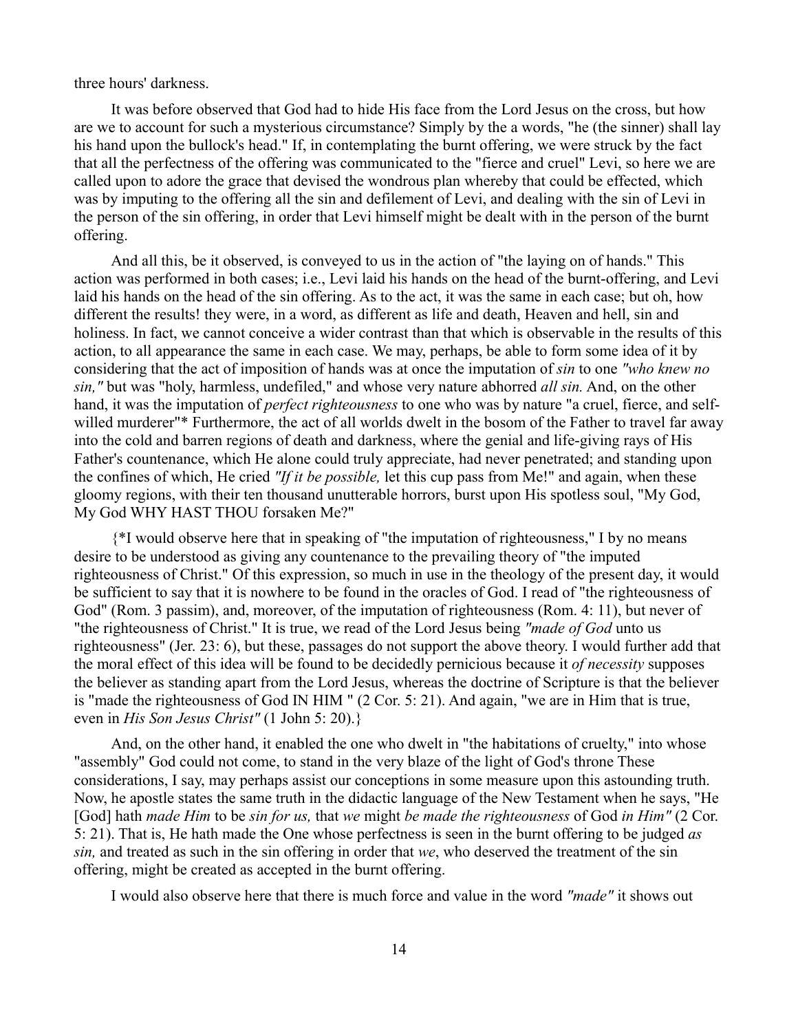three hours' darkness.

It was before observed that God had to hide His face from the Lord Jesus on the cross, but how are we to account for such a mysterious circumstance? Simply by the a words, "he (the sinner) shall lay his hand upon the bullock's head." If, in contemplating the burnt offering, we were struck by the fact that all the perfectness of the offering was communicated to the "fierce and cruel" Levi, so here we are called upon to adore the grace that devised the wondrous plan whereby that could be effected, which was by imputing to the offering all the sin and defilement of Levi, and dealing with the sin of Levi in the person of the sin offering, in order that Levi himself might be dealt with in the person of the burnt offering.

And all this, be it observed, is conveyed to us in the action of "the laying on of hands." This action was performed in both cases; i.e., Levi laid his hands on the head of the burnt-offering, and Levi laid his hands on the head of the sin offering. As to the act, it was the same in each case; but oh, how different the results! they were, in a word, as different as life and death, Heaven and hell, sin and holiness. In fact, we cannot conceive a wider contrast than that which is observable in the results of this action, to all appearance the same in each case. We may, perhaps, be able to form some idea of it by considering that the act of imposition of hands was at once the imputation of *sin* to one *"who knew no sin,"* but was "holy, harmless, undefiled," and whose very nature abhorred *all sin.* And, on the other hand, it was the imputation of *perfect righteousness* to one who was by nature "a cruel, fierce, and self-willed murderer"* Furthermore, the act of all worlds dwelt in the bosom of the Father to travel far away into the cold and barren regions of death and darkness, where the genial and life-giving rays of His Father's countenance, which He alone could truly appreciate, had never penetrated; and standing upon the confines of which, He cried *"If it be possible,* let this cup pass from Me!" and again, when these gloomy regions, with their ten thousand unutterable horrors, burst upon His spotless soul, "My God, My God WHY HAST THOU forsaken Me?"

{*I would observe here that in speaking of "the imputation of righteousness," I by no means desire to be understood as giving any countenance to the prevailing theory of "the imputed righteousness of Christ." Of this expression, so much in use in the theology of the present day, it would be sufficient to say that it is nowhere to be found in the oracles of God. I read of "the righteousness of God" (Rom. 3 passim), and, moreover, of the imputation of righteousness (Rom. 4: 11), but never of "the righteousness of Christ." It is true, we read of the Lord Jesus being *"made of God* unto us righteousness" (Jer. 23: 6), but these, passages do not support the above theory. I would further add that the moral effect of this idea will be found to be decidedly pernicious because it *of necessity* supposes the believer as standing apart from the Lord Jesus, whereas the doctrine of Scripture is that the believer is "made the righteousness of God IN HIM " (2 Cor. 5: 21). And again, "we are in Him that is true, even in *His Son Jesus Christ"* (1 John 5: 20).}

And, on the other hand, it enabled the one who dwelt in "the habitations of cruelty," into whose "assembly" God could not come, to stand in the very blaze of the light of God's throne These considerations, I say, may perhaps assist our conceptions in some measure upon this astounding truth. Now, he apostle states the same truth in the didactic language of the New Testament when he says, "He [God] hath *made Him* to be *sin for us,* that *we* might *be made the righteousness* of God *in Him"* (2 Cor. 5: 21). That is, He hath made the One whose perfectness is seen in the burnt offering to be judged *as sin,* and treated as such in the sin offering in order that *we*, who deserved the treatment of the sin offering, might be created as accepted in the burnt offering.

I would also observe here that there is much force and value in the word *"made"* it shows out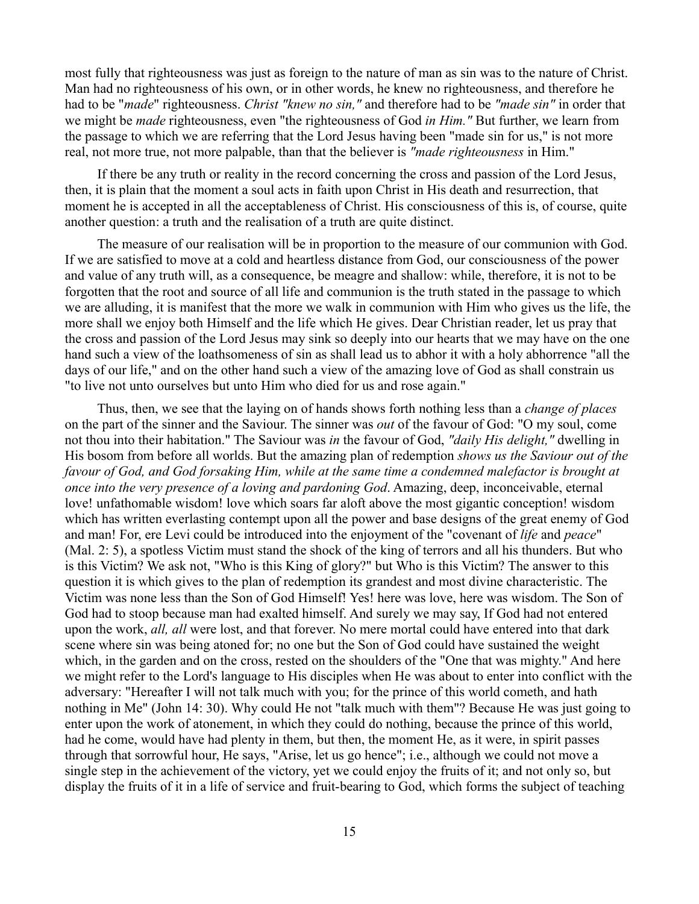most fully that righteousness was just as foreign to the nature of man as sin was to the nature of Christ. Man had no righteousness of his own, or in other words, he knew no righteousness, and therefore he had to be "*made*" righteousness. *Christ "knew no sin,"* and therefore had to be *"made sin"* in order that we might be *made* righteousness, even "the righteousness of God *in Him."* But further, we learn from the passage to which we are referring that the Lord Jesus having been "made sin for us," is not more real, not more true, not more palpable, than that the believer is *"made righteousness* in Him."

If there be any truth or reality in the record concerning the cross and passion of the Lord Jesus, then, it is plain that the moment a soul acts in faith upon Christ in His death and resurrection, that moment he is accepted in all the acceptableness of Christ. His consciousness of this is, of course, quite another question: a truth and the realisation of a truth are quite distinct.

The measure of our realisation will be in proportion to the measure of our communion with God. If we are satisfied to move at a cold and heartless distance from God, our consciousness of the power and value of any truth will, as a consequence, be meagre and shallow: while, therefore, it is not to be forgotten that the root and source of all life and communion is the truth stated in the passage to which we are alluding, it is manifest that the more we walk in communion with Him who gives us the life, the more shall we enjoy both Himself and the life which He gives. Dear Christian reader, let us pray that the cross and passion of the Lord Jesus may sink so deeply into our hearts that we may have on the one hand such a view of the loathsomeness of sin as shall lead us to abhor it with a holy abhorrence "all the days of our life," and on the other hand such a view of the amazing love of God as shall constrain us "to live not unto ourselves but unto Him who died for us and rose again."

Thus, then, we see that the laying on of hands shows forth nothing less than a *change of places* on the part of the sinner and the Saviour. The sinner was *out* of the favour of God: "O my soul, come not thou into their habitation." The Saviour was *in* the favour of God, *"daily His delight,"* dwelling in His bosom from before all worlds. But the amazing plan of redemption *shows us the Saviour out of the favour of God, and God forsaking Him, while at the same time a condemned malefactor is brought at once into the very presence of a loving and pardoning God*. Amazing, deep, inconceivable, eternal love! unfathomable wisdom! love which soars far aloft above the most gigantic conception! wisdom which has written everlasting contempt upon all the power and base designs of the great enemy of God and man! For, ere Levi could be introduced into the enjoyment of the "covenant of *life* and *peace*" (Mal. 2: 5), a spotless Victim must stand the shock of the king of terrors and all his thunders. But who is this Victim? We ask not, "Who is this King of glory?" but Who is this Victim? The answer to this question it is which gives to the plan of redemption its grandest and most divine characteristic. The Victim was none less than the Son of God Himself! Yes! here was love, here was wisdom. The Son of God had to stoop because man had exalted himself. And surely we may say, If God had not entered upon the work, *all, all* were lost, and that forever. No mere mortal could have entered into that dark scene where sin was being atoned for; no one but the Son of God could have sustained the weight which, in the garden and on the cross, rested on the shoulders of the "One that was mighty." And here we might refer to the Lord's language to His disciples when He was about to enter into conflict with the adversary: "Hereafter I will not talk much with you; for the prince of this world cometh, and hath nothing in Me" (John 14: 30). Why could He not "talk much with them"? Because He was just going to enter upon the work of atonement, in which they could do nothing, because the prince of this world, had he come, would have had plenty in them, but then, the moment He, as it were, in spirit passes through that sorrowful hour, He says, "Arise, let us go hence"; i.e., although we could not move a single step in the achievement of the victory, yet we could enjoy the fruits of it; and not only so, but display the fruits of it in a life of service and fruit-bearing to God, which forms the subject of teaching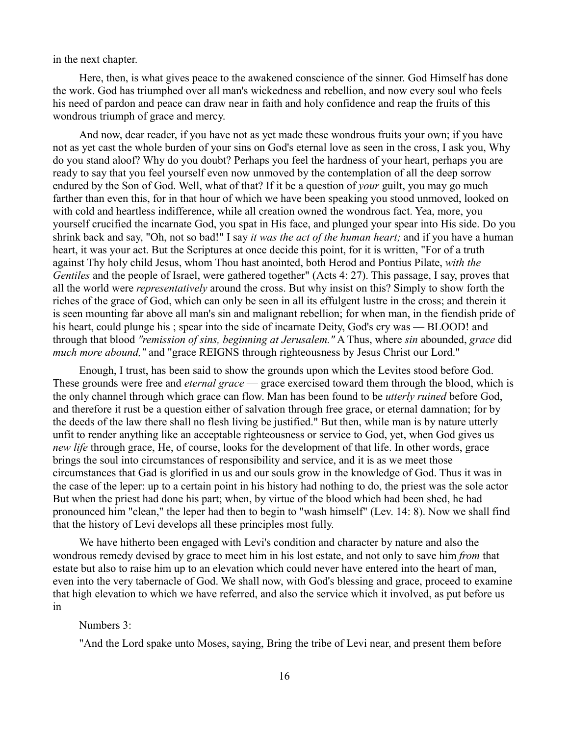in the next chapter.

Here, then, is what gives peace to the awakened conscience of the sinner. God Himself has done the work. God has triumphed over all man's wickedness and rebellion, and now every soul who feels his need of pardon and peace can draw near in faith and holy confidence and reap the fruits of this wondrous triumph of grace and mercy.

And now, dear reader, if you have not as yet made these wondrous fruits your own; if you have not as yet cast the whole burden of your sins on God's eternal love as seen in the cross, I ask you, Why do you stand aloof? Why do you doubt? Perhaps you feel the hardness of your heart, perhaps you are ready to say that you feel yourself even now unmoved by the contemplation of all the deep sorrow endured by the Son of God. Well, what of that? If it be a question of *your* guilt, you may go much farther than even this, for in that hour of which we have been speaking you stood unmoved, looked on with cold and heartless indifference, while all creation owned the wondrous fact. Yea, more, you yourself crucified the incarnate God, you spat in His face, and plunged your spear into His side. Do you shrink back and say, "Oh, not so bad!" I say *it was the act of the human heart;* and if you have a human heart, it was your act. But the Scriptures at once decide this point, for it is written, "For of a truth against Thy holy child Jesus, whom Thou hast anointed, both Herod and Pontius Pilate, *with the Gentiles* and the people of Israel, were gathered together" (Acts 4: 27). This passage, I say, proves that all the world were *representatively* around the cross. But why insist on this? Simply to show forth the riches of the grace of God, which can only be seen in all its effulgent lustre in the cross; and therein it is seen mounting far above all man's sin and malignant rebellion; for when man, in the fiendish pride of his heart, could plunge his ; spear into the side of incarnate Deity, God's cry was — BLOOD! and through that blood *"remission of sins, beginning at Jerusalem."* A Thus, where *sin* abounded, *grace* did *much more abound,"* and "grace REIGNS through righteousness by Jesus Christ our Lord."

Enough, I trust, has been said to show the grounds upon which the Levites stood before God. These grounds were free and *eternal grace* — grace exercised toward them through the blood, which is the only channel through which grace can flow. Man has been found to be *utterly ruined* before God, and therefore it rust be a question either of salvation through free grace, or eternal damnation; for by the deeds of the law there shall no flesh living be justified." But then, while man is by nature utterly unfit to render anything like an acceptable righteousness or service to God, yet, when God gives us *new life* through grace, He, of course, looks for the development of that life. In other words, grace brings the soul into circumstances of responsibility and service, and it is as we meet those circumstances that Gad is glorified in us and our souls grow in the knowledge of God. Thus it was in the case of the leper: up to a certain point in his history had nothing to do, the priest was the sole actor But when the priest had done his part; when, by virtue of the blood which had been shed, he had pronounced him "clean," the leper had then to begin to "wash himself" (Lev. 14: 8). Now we shall find that the history of Levi develops all these principles most fully.

We have hitherto been engaged with Levi's condition and character by nature and also the wondrous remedy devised by grace to meet him in his lost estate, and not only to save him *from* that estate but also to raise him up to an elevation which could never have entered into the heart of man, even into the very tabernacle of God. We shall now, with God's blessing and grace, proceed to examine that high elevation to which we have referred, and also the service which it involved, as put before us in

Numbers 3:

"And the Lord spake unto Moses, saying, Bring the tribe of Levi near, and present them before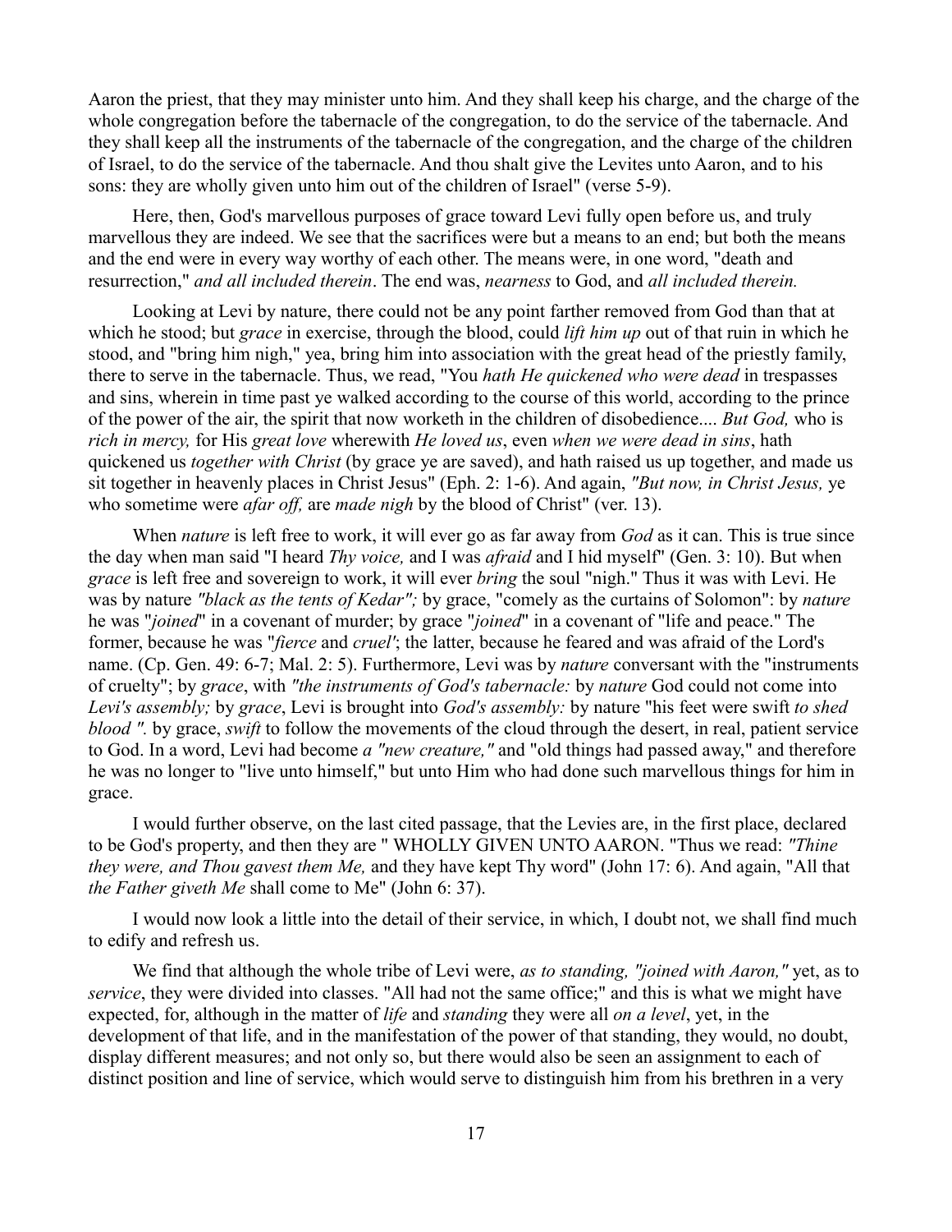Aaron the priest, that they may minister unto him. And they shall keep his charge, and the charge of the whole congregation before the tabernacle of the congregation, to do the service of the tabernacle. And they shall keep all the instruments of the tabernacle of the congregation, and the charge of the children of Israel, to do the service of the tabernacle. And thou shalt give the Levites unto Aaron, and to his sons: they are wholly given unto him out of the children of Israel" (verse 5-9).

Here, then, God's marvellous purposes of grace toward Levi fully open before us, and truly marvellous they are indeed. We see that the sacrifices were but a means to an end; but both the means and the end were in every way worthy of each other. The means were, in one word, "death and resurrection," *and all included therein*. The end was, *nearness* to God, and *all included therein.*

Looking at Levi by nature, there could not be any point farther removed from God than that at which he stood; but *grace* in exercise, through the blood, could *lift him up* out of that ruin in which he stood, and "bring him nigh," yea, bring him into association with the great head of the priestly family, there to serve in the tabernacle. Thus, we read, "You *hath He quickened who were dead* in trespasses and sins, wherein in time past ye walked according to the course of this world, according to the prince of the power of the air, the spirit that now worketh in the children of disobedience.... *But God,* who is *rich in mercy,* for His *great love* wherewith *He loved us*, even *when we were dead in sins*, hath quickened us *together with Christ* (by grace ye are saved), and hath raised us up together, and made us sit together in heavenly places in Christ Jesus" (Eph. 2: 1-6). And again, *"But now, in Christ Jesus,* ye who sometime were *afar off,* are *made nigh* by the blood of Christ" (ver. 13).

When *nature* is left free to work, it will ever go as far away from *God* as it can. This is true since the day when man said "I heard *Thy voice,* and I was *afraid* and I hid myself" (Gen. 3: 10). But when *grace* is left free and sovereign to work, it will ever *bring* the soul "nigh." Thus it was with Levi. He was by nature *"black as the tents of Kedar";* by grace, "comely as the curtains of Solomon": by *nature* he was "*joined*" in a covenant of murder; by grace "*joined*" in a covenant of "life and peace." The former, because he was "*fierce* and *cruel'*; the latter, because he feared and was afraid of the Lord's name. (Cp. Gen. 49: 6-7; Mal. 2: 5). Furthermore, Levi was by *nature* conversant with the "instruments of cruelty"; by *grace*, with *"the instruments of God's tabernacle:* by *nature* God could not come into *Levi's assembly;* by *grace*, Levi is brought into *God's assembly:* by nature "his feet were swift *to shed blood ".* by grace, *swift* to follow the movements of the cloud through the desert, in real, patient service to God. In a word, Levi had become *a "new creature,"* and "old things had passed away," and therefore he was no longer to "live unto himself," but unto Him who had done such marvellous things for him in grace.

I would further observe, on the last cited passage, that the Levies are, in the first place, declared to be God's property, and then they are " WHOLLY GIVEN UNTO AARON. "Thus we read: *"Thine they were, and Thou gavest them Me,* and they have kept Thy word" (John 17: 6). And again, "All that *the Father giveth Me* shall come to Me" (John 6: 37).

I would now look a little into the detail of their service, in which, I doubt not, we shall find much to edify and refresh us.

We find that although the whole tribe of Levi were, *as to standing, "joined with Aaron,"* yet, as to *service*, they were divided into classes. "All had not the same office;" and this is what we might have expected, for, although in the matter of *life* and *standing* they were all *on a level*, yet, in the development of that life, and in the manifestation of the power of that standing, they would, no doubt, display different measures; and not only so, but there would also be seen an assignment to each of distinct position and line of service, which would serve to distinguish him from his brethren in a very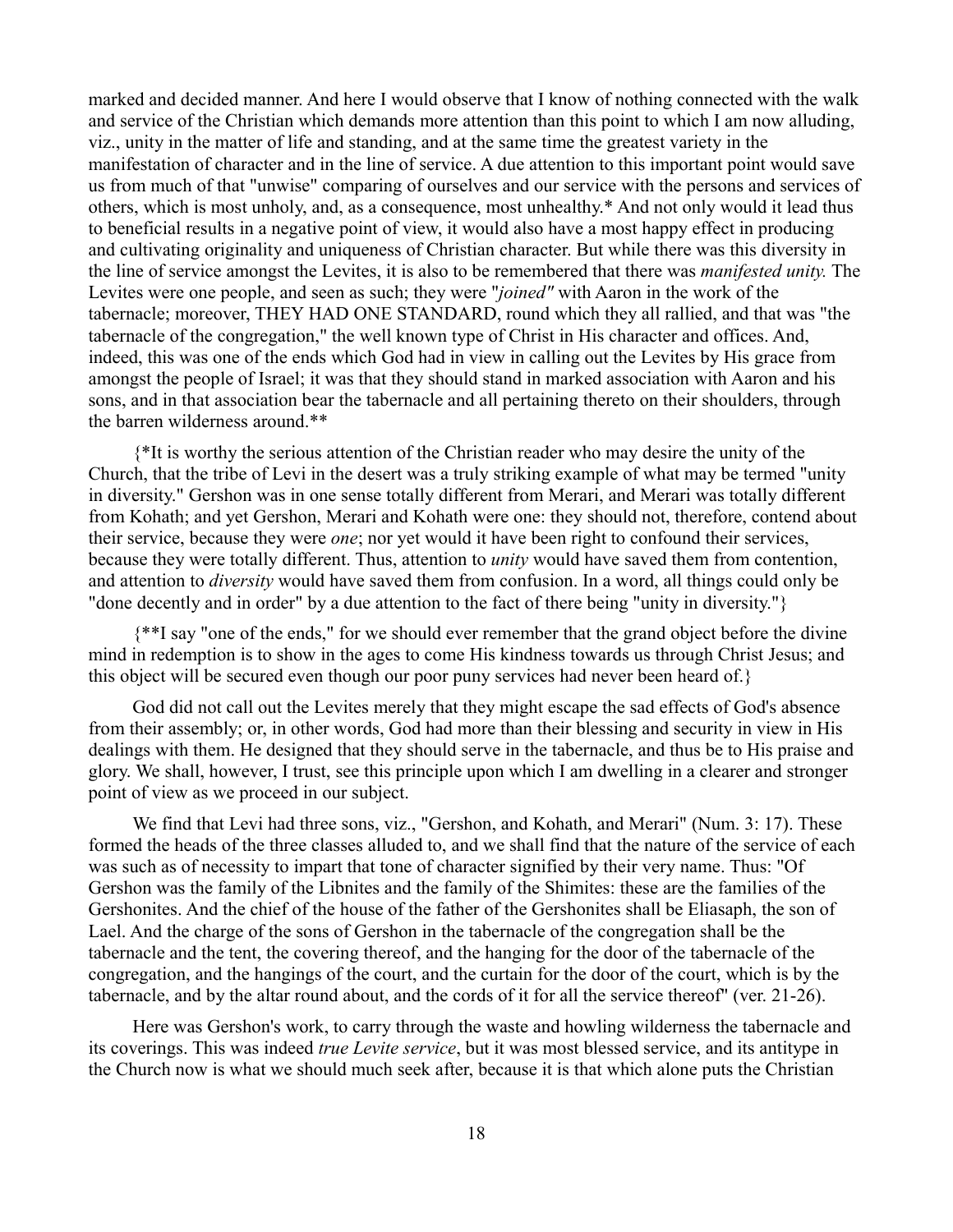marked and decided manner. And here I would observe that I know of nothing connected with the walk and service of the Christian which demands more attention than this point to which I am now alluding, viz., unity in the matter of life and standing, and at the same time the greatest variety in the manifestation of character and in the line of service. A due attention to this important point would save us from much of that "unwise" comparing of ourselves and our service with the persons and services of others, which is most unholy, and, as a consequence, most unhealthy.* And not only would it lead thus to beneficial results in a negative point of view, it would also have a most happy effect in producing and cultivating originality and uniqueness of Christian character. But while there was this diversity in the line of service amongst the Levites, it is also to be remembered that there was *manifested unity.* The Levites were one people, and seen as such; they were "*joined"* with Aaron in the work of the tabernacle; moreover, THEY HAD ONE STANDARD, round which they all rallied, and that was "the tabernacle of the congregation," the well known type of Christ in His character and offices. And, indeed, this was one of the ends which God had in view in calling out the Levites by His grace from amongst the people of Israel; it was that they should stand in marked association with Aaron and his sons, and in that association bear the tabernacle and all pertaining thereto on their shoulders, through the barren wilderness around.**

{*It is worthy the serious attention of the Christian reader who may desire the unity of the Church, that the tribe of Levi in the desert was a truly striking example of what may be termed "unity in diversity." Gershon was in one sense totally different from Merari, and Merari was totally different from Kohath; and yet Gershon, Merari and Kohath were one: they should not, therefore, contend about their service, because they were *one*; nor yet would it have been right to confound their services, because they were totally different. Thus, attention to *unity* would have saved them from contention, and attention to *diversity* would have saved them from confusion. In a word, all things could only be "done decently and in order" by a due attention to the fact of there being "unity in diversity."}

{**I say "one of the ends," for we should ever remember that the grand object before the divine mind in redemption is to show in the ages to come His kindness towards us through Christ Jesus; and this object will be secured even though our poor puny services had never been heard of.}

God did not call out the Levites merely that they might escape the sad effects of God's absence from their assembly; or, in other words, God had more than their blessing and security in view in His dealings with them. He designed that they should serve in the tabernacle, and thus be to His praise and glory. We shall, however, I trust, see this principle upon which I am dwelling in a clearer and stronger point of view as we proceed in our subject.

We find that Levi had three sons, viz., "Gershon, and Kohath, and Merari" (Num. 3: 17). These formed the heads of the three classes alluded to, and we shall find that the nature of the service of each was such as of necessity to impart that tone of character signified by their very name. Thus: "Of Gershon was the family of the Libnites and the family of the Shimites: these are the families of the Gershonites. And the chief of the house of the father of the Gershonites shall be Eliasaph, the son of Lael. And the charge of the sons of Gershon in the tabernacle of the congregation shall be the tabernacle and the tent, the covering thereof, and the hanging for the door of the tabernacle of the congregation, and the hangings of the court, and the curtain for the door of the court, which is by the tabernacle, and by the altar round about, and the cords of it for all the service thereof" (ver. 21-26).

Here was Gershon's work, to carry through the waste and howling wilderness the tabernacle and its coverings. This was indeed *true Levite service*, but it was most blessed service, and its antitype in the Church now is what we should much seek after, because it is that which alone puts the Christian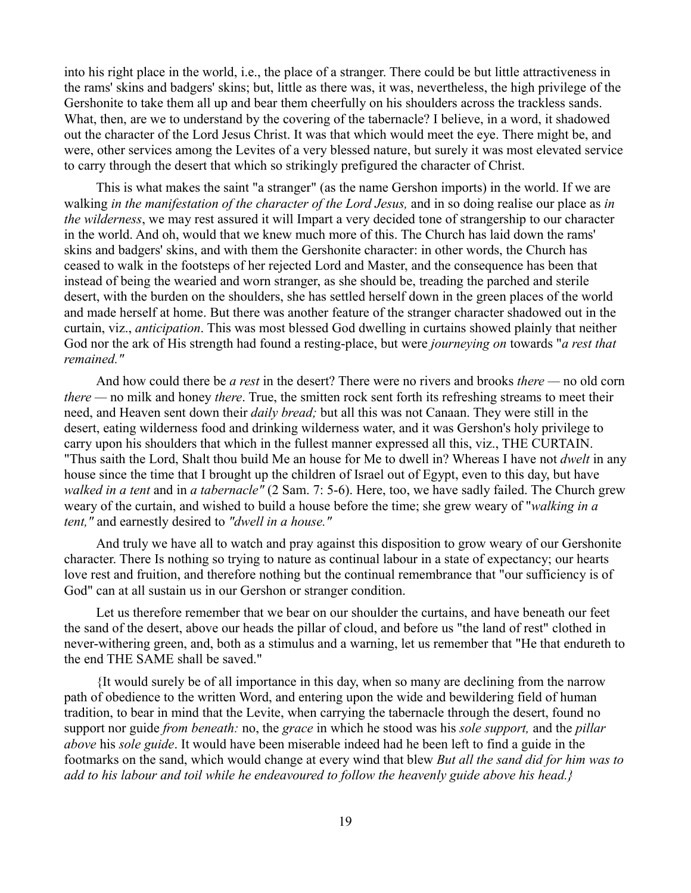into his right place in the world, i.e., the place of a stranger. There could be but little attractiveness in the rams' skins and badgers' skins; but, little as there was, it was, nevertheless, the high privilege of the Gershonite to take them all up and bear them cheerfully on his shoulders across the trackless sands. What, then, are we to understand by the covering of the tabernacle? I believe, in a word, it shadowed out the character of the Lord Jesus Christ. It was that which would meet the eye. There might be, and were, other services among the Levites of a very blessed nature, but surely it was most elevated service to carry through the desert that which so strikingly prefigured the character of Christ.

This is what makes the saint "a stranger" (as the name Gershon imports) in the world. If we are walking *in the manifestation of the character of the Lord Jesus,* and in so doing realise our place as *in the wilderness*, we may rest assured it will Impart a very decided tone of strangership to our character in the world. And oh, would that we knew much more of this. The Church has laid down the rams' skins and badgers' skins, and with them the Gershonite character: in other words, the Church has ceased to walk in the footsteps of her rejected Lord and Master, and the consequence has been that instead of being the wearied and worn stranger, as she should be, treading the parched and sterile desert, with the burden on the shoulders, she has settled herself down in the green places of the world and made herself at home. But there was another feature of the stranger character shadowed out in the curtain, viz., *anticipation*. This was most blessed God dwelling in curtains showed plainly that neither God nor the ark of His strength had found a resting-place, but were *journeying on* towards "*a rest that remained."*

And how could there be *a rest* in the desert? There were no rivers and brooks *there* — no old corn *there* — no milk and honey *there*. True, the smitten rock sent forth its refreshing streams to meet their need, and Heaven sent down their *daily bread;* but all this was not Canaan. They were still in the desert, eating wilderness food and drinking wilderness water, and it was Gershon's holy privilege to carry upon his shoulders that which in the fullest manner expressed all this, viz., THE CURTAIN. "Thus saith the Lord, Shalt thou build Me an house for Me to dwell in? Whereas I have not *dwelt* in any house since the time that I brought up the children of Israel out of Egypt, even to this day, but have *walked in a tent* and in *a tabernacle"* (2 Sam. 7: 5-6). Here, too, we have sadly failed. The Church grew weary of the curtain, and wished to build a house before the time; she grew weary of "*walking in a tent,"* and earnestly desired to *"dwell in a house."*

And truly we have all to watch and pray against this disposition to grow weary of our Gershonite character. There Is nothing so trying to nature as continual labour in a state of expectancy; our hearts love rest and fruition, and therefore nothing but the continual remembrance that "our sufficiency is of God" can at all sustain us in our Gershon or stranger condition.

Let us therefore remember that we bear on our shoulder the curtains, and have beneath our feet the sand of the desert, above our heads the pillar of cloud, and before us "the land of rest" clothed in never-withering green, and, both as a stimulus and a warning, let us remember that "He that endureth to the end THE SAME shall be saved."

{It would surely be of all importance in this day, when so many are declining from the narrow path of obedience to the written Word, and entering upon the wide and bewildering field of human tradition, to bear in mind that the Levite, when carrying the tabernacle through the desert, found no support nor guide *from beneath:* no, the *grace* in which he stood was his *sole support,* and the *pillar above* his *sole guide*. It would have been miserable indeed had he been left to find a guide in the footmarks on the sand, which would change at every wind that blew *But all the sand did for him was to add to his labour and toil while he endeavoured to follow the heavenly guide above his head.}*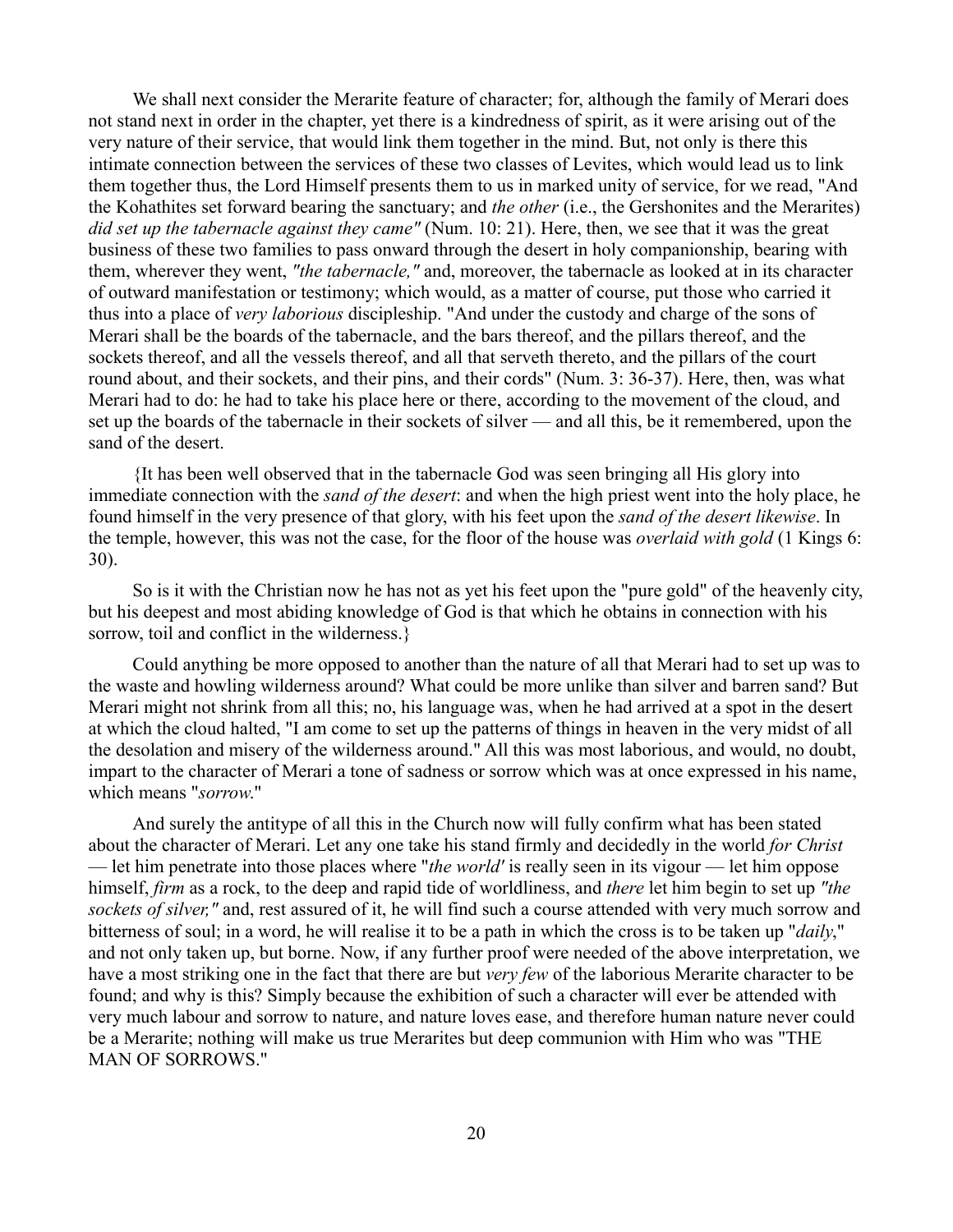We shall next consider the Merarite feature of character; for, although the family of Merari does not stand next in order in the chapter, yet there is a kindredness of spirit, as it were arising out of the very nature of their service, that would link them together in the mind. But, not only is there this intimate connection between the services of these two classes of Levites, which would lead us to link them together thus, the Lord Himself presents them to us in marked unity of service, for we read, "And the Kohathites set forward bearing the sanctuary; and *the other* (i.e., the Gershonites and the Merarites) *did set up the tabernacle against they came"* (Num. 10: 21). Here, then, we see that it was the great business of these two families to pass onward through the desert in holy companionship, bearing with them, wherever they went, *"the tabernacle,"* and, moreover, the tabernacle as looked at in its character of outward manifestation or testimony; which would, as a matter of course, put those who carried it thus into a place of *very laborious* discipleship. "And under the custody and charge of the sons of Merari shall be the boards of the tabernacle, and the bars thereof, and the pillars thereof, and the sockets thereof, and all the vessels thereof, and all that serveth thereto, and the pillars of the court round about, and their sockets, and their pins, and their cords" (Num. 3: 36-37). Here, then, was what Merari had to do: he had to take his place here or there, according to the movement of the cloud, and set up the boards of the tabernacle in their sockets of silver — and all this, be it remembered, upon the sand of the desert.

{It has been well observed that in the tabernacle God was seen bringing all His glory into immediate connection with the *sand of the desert*: and when the high priest went into the holy place, he found himself in the very presence of that glory, with his feet upon the *sand of the desert likewise*. In the temple, however, this was not the case, for the floor of the house was *overlaid with gold* (1 Kings 6: 30).

So is it with the Christian now he has not as yet his feet upon the "pure gold" of the heavenly city, but his deepest and most abiding knowledge of God is that which he obtains in connection with his sorrow, toil and conflict in the wilderness.}

Could anything be more opposed to another than the nature of all that Merari had to set up was to the waste and howling wilderness around? What could be more unlike than silver and barren sand? But Merari might not shrink from all this; no, his language was, when he had arrived at a spot in the desert at which the cloud halted, "I am come to set up the patterns of things in heaven in the very midst of all the desolation and misery of the wilderness around." All this was most laborious, and would, no doubt, impart to the character of Merari a tone of sadness or sorrow which was at once expressed in his name, which means "*sorrow*."

And surely the antitype of all this in the Church now will fully confirm what has been stated about the character of Merari. Let any one take his stand firmly and decidedly in the world *for Christ* — let him penetrate into those places where "*the world'* is really seen in its vigour — let him oppose himself, *firm* as a rock, to the deep and rapid tide of worldliness, and *there* let him begin to set up *"the sockets of silver,"* and, rest assured of it, he will find such a course attended with very much sorrow and bitterness of soul; in a word, he will realise it to be a path in which the cross is to be taken up "*daily*," and not only taken up, but borne. Now, if any further proof were needed of the above interpretation, we have a most striking one in the fact that there are but *very few* of the laborious Merarite character to be found; and why is this? Simply because the exhibition of such a character will ever be attended with very much labour and sorrow to nature, and nature loves ease, and therefore human nature never could be a Merarite; nothing will make us true Merarites but deep communion with Him who was "THE MAN OF SORROWS."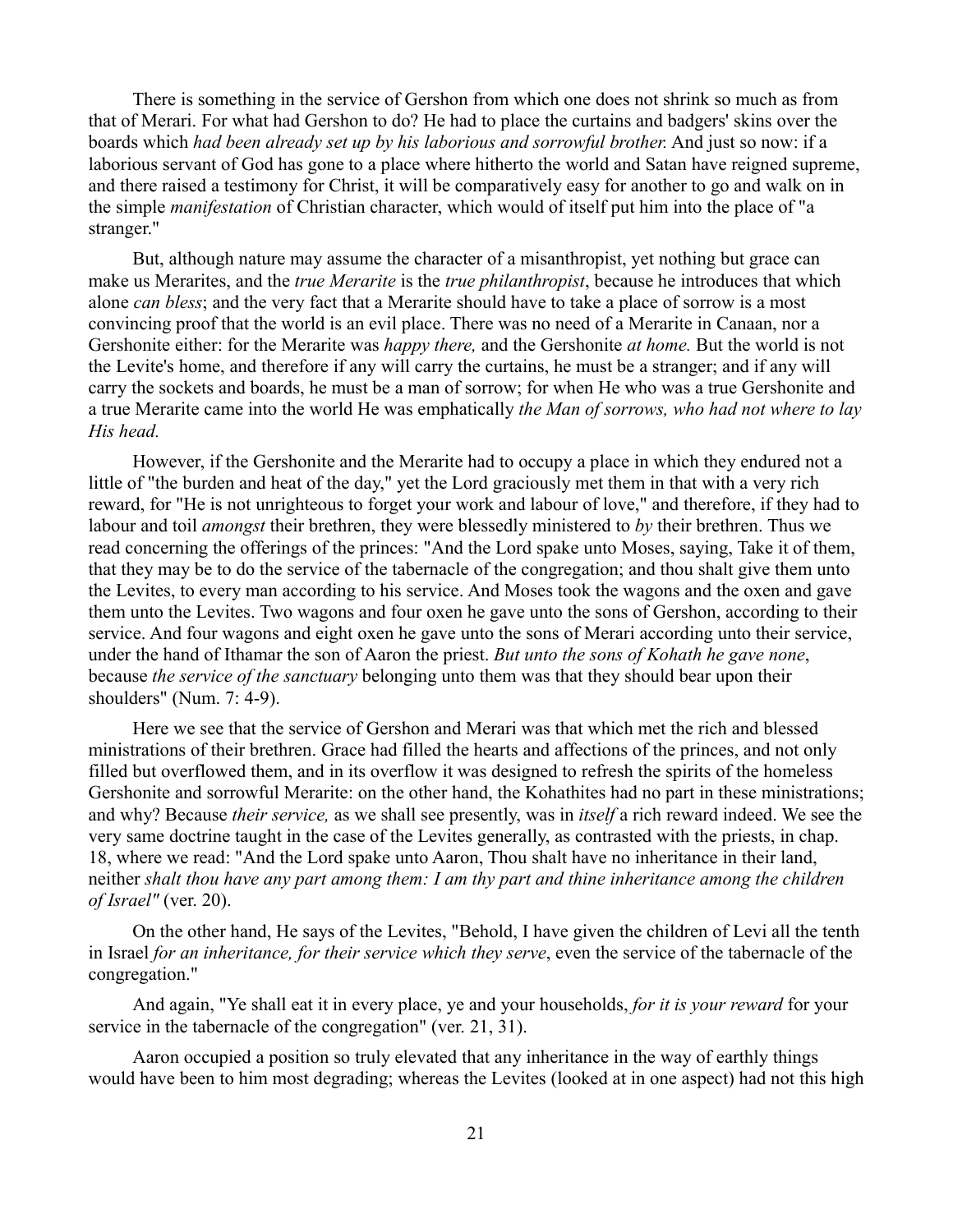There is something in the service of Gershon from which one does not shrink so much as from that of Merari. For what had Gershon to do? He had to place the curtains and badgers' skins over the boards which *had been already set up by his laborious and sorrowful brother.* And just so now: if a laborious servant of God has gone to a place where hitherto the world and Satan have reigned supreme, and there raised a testimony for Christ, it will be comparatively easy for another to go and walk on in the simple *manifestation* of Christian character, which would of itself put him into the place of "a stranger."

But, although nature may assume the character of a misanthropist, yet nothing but grace can make us Merarites, and the *true Merarite* is the *true philanthropist*, because he introduces that which alone *can bless*; and the very fact that a Merarite should have to take a place of sorrow is a most convincing proof that the world is an evil place. There was no need of a Merarite in Canaan, nor a Gershonite either: for the Merarite was *happy there,* and the Gershonite *at home.* But the world is not the Levite's home, and therefore if any will carry the curtains, he must be a stranger; and if any will carry the sockets and boards, he must be a man of sorrow; for when He who was a true Gershonite and a true Merarite came into the world He was emphatically *the Man of sorrows, who had not where to lay His head.*

However, if the Gershonite and the Merarite had to occupy a place in which they endured not a little of "the burden and heat of the day," yet the Lord graciously met them in that with a very rich reward, for "He is not unrighteous to forget your work and labour of love," and therefore, if they had to labour and toil *amongst* their brethren, they were blessedly ministered to *by* their brethren. Thus we read concerning the offerings of the princes: "And the Lord spake unto Moses, saying, Take it of them, that they may be to do the service of the tabernacle of the congregation; and thou shalt give them unto the Levites, to every man according to his service. And Moses took the wagons and the oxen and gave them unto the Levites. Two wagons and four oxen he gave unto the sons of Gershon, according to their service. And four wagons and eight oxen he gave unto the sons of Merari according unto their service, under the hand of Ithamar the son of Aaron the priest. *But unto the sons of Kohath he gave none*, because *the service of the sanctuary* belonging unto them was that they should bear upon their shoulders" (Num. 7: 4-9).

Here we see that the service of Gershon and Merari was that which met the rich and blessed ministrations of their brethren. Grace had filled the hearts and affections of the princes, and not only filled but overflowed them, and in its overflow it was designed to refresh the spirits of the homeless Gershonite and sorrowful Merarite: on the other hand, the Kohathites had no part in these ministrations; and why? Because *their service,* as we shall see presently, was in *itself* a rich reward indeed. We see the very same doctrine taught in the case of the Levites generally, as contrasted with the priests, in chap. 18, where we read: "And the Lord spake unto Aaron, Thou shalt have no inheritance in their land, neither *shalt thou have any part among them: I am thy part and thine inheritance among the children of Israel"* (ver. 20).

On the other hand, He says of the Levites, "Behold, I have given the children of Levi all the tenth in Israel *for an inheritance, for their service which they serve*, even the service of the tabernacle of the congregation."

And again, "Ye shall eat it in every place, ye and your households, *for it is your reward* for your service in the tabernacle of the congregation" (ver. 21, 31).

Aaron occupied a position so truly elevated that any inheritance in the way of earthly things would have been to him most degrading; whereas the Levites (looked at in one aspect) had not this high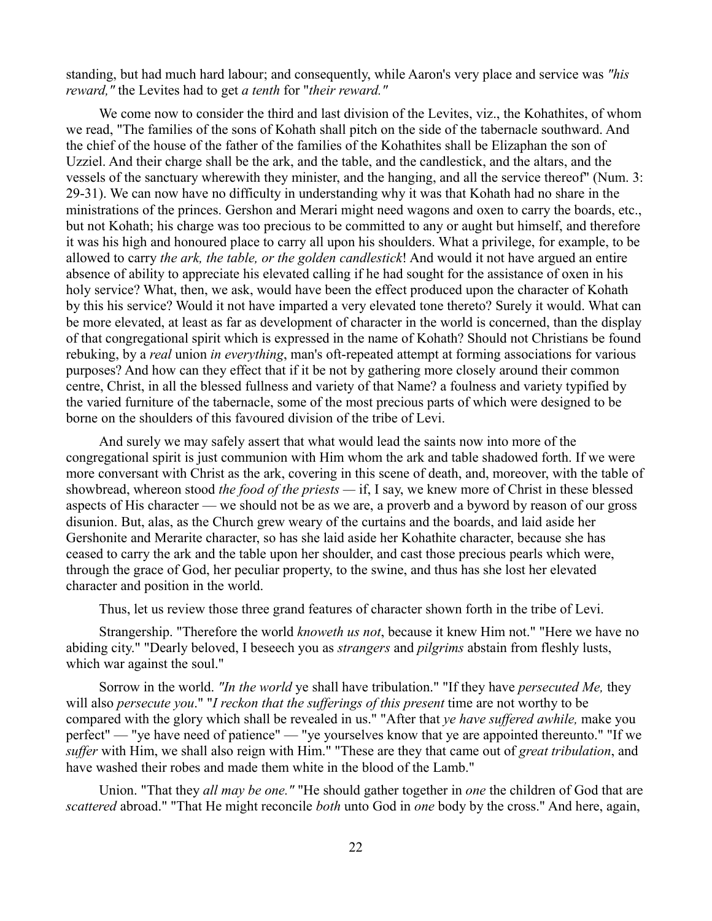standing, but had much hard labour; and consequently, while Aaron's very place and service was *"his reward,"* the Levites had to get *a tenth* for "*their reward."*

We come now to consider the third and last division of the Levites, viz., the Kohathites, of whom we read, "The families of the sons of Kohath shall pitch on the side of the tabernacle southward. And the chief of the house of the father of the families of the Kohathites shall be Elizaphan the son of Uzziel. And their charge shall be the ark, and the table, and the candlestick, and the altars, and the vessels of the sanctuary wherewith they minister, and the hanging, and all the service thereof" (Num. 3: 29-31). We can now have no difficulty in understanding why it was that Kohath had no share in the ministrations of the princes. Gershon and Merari might need wagons and oxen to carry the boards, etc., but not Kohath; his charge was too precious to be committed to any or aught but himself, and therefore it was his high and honoured place to carry all upon his shoulders. What a privilege, for example, to be allowed to carry *the ark, the table, or the golden candlestick*! And would it not have argued an entire absence of ability to appreciate his elevated calling if he had sought for the assistance of oxen in his holy service? What, then, we ask, would have been the effect produced upon the character of Kohath by this his service? Would it not have imparted a very elevated tone thereto? Surely it would. What can be more elevated, at least as far as development of character in the world is concerned, than the display of that congregational spirit which is expressed in the name of Kohath? Should not Christians be found rebuking, by a *real* union *in everything*, man's oft-repeated attempt at forming associations for various purposes? And how can they effect that if it be not by gathering more closely around their common centre, Christ, in all the blessed fullness and variety of that Name? a foulness and variety typified by the varied furniture of the tabernacle, some of the most precious parts of which were designed to be borne on the shoulders of this favoured division of the tribe of Levi.

And surely we may safely assert that what would lead the saints now into more of the congregational spirit is just communion with Him whom the ark and table shadowed forth. If we were more conversant with Christ as the ark, covering in this scene of death, and, moreover, with the table of showbread, whereon stood *the food of the priests* — if, I say, we knew more of Christ in these blessed aspects of His character — we should not be as we are, a proverb and a byword by reason of our gross disunion. But, alas, as the Church grew weary of the curtains and the boards, and laid aside her Gershonite and Merarite character, so has she laid aside her Kohathite character, because she has ceased to carry the ark and the table upon her shoulder, and cast those precious pearls which were, through the grace of God, her peculiar property, to the swine, and thus has she lost her elevated character and position in the world.

Thus, let us review those three grand features of character shown forth in the tribe of Levi.

Strangership. "Therefore the world *knoweth us not*, because it knew Him not." "Here we have no abiding city." "Dearly beloved, I beseech you as *strangers* and *pilgrims* abstain from fleshly lusts, which war against the soul."

Sorrow in the world. *"In the world* ye shall have tribulation." "If they have *persecuted Me,* they will also *persecute you*." "*I reckon that the sufferings of this present* time are not worthy to be compared with the glory which shall be revealed in us." "After that *ye have suffered awhile,* make you perfect" — "ye have need of patience" — "ye yourselves know that ye are appointed thereunto." "If we *suffer* with Him, we shall also reign with Him." "These are they that came out of *great tribulation*, and have washed their robes and made them white in the blood of the Lamb."

Union. "That they *all may be one."* "He should gather together in *one* the children of God that are *scattered* abroad." "That He might reconcile *both* unto God in *one* body by the cross." And here, again,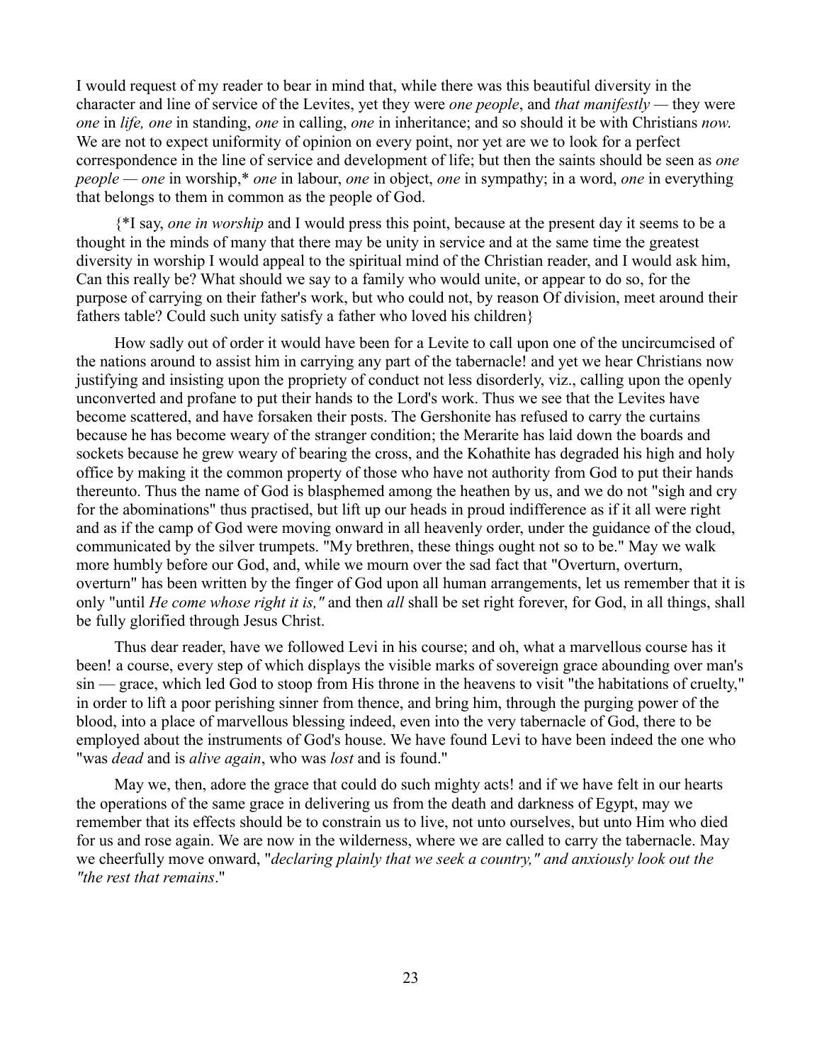I would request of my reader to bear in mind that, while there was this beautiful diversity in the character and line of service of the Levites, yet they were *one people*, and *that manifestly* — they were *one* in *life, one* in standing, *one* in calling, *one* in inheritance; and so should it be with Christians *now.* We are not to expect uniformity of opinion on every point, nor yet are we to look for a perfect correspondence in the line of service and development of life; but then the saints should be seen as *one people — one* in worship,* *one* in labour, *one* in object, *one* in sympathy; in a word, *one* in everything that belongs to them in common as the people of God.

{*I say, *one in worship* and I would press this point, because at the present day it seems to be a thought in the minds of many that there may be unity in service and at the same time the greatest diversity in worship I would appeal to the spiritual mind of the Christian reader, and I would ask him, Can this really be? What should we say to a family who would unite, or appear to do so, for the purpose of carrying on their father's work, but who could not, by reason Of division, meet around their fathers table? Could such unity satisfy a father who loved his children}

How sadly out of order it would have been for a Levite to call upon one of the uncircumcised of the nations around to assist him in carrying any part of the tabernacle! and yet we hear Christians now justifying and insisting upon the propriety of conduct not less disorderly, viz., calling upon the openly unconverted and profane to put their hands to the Lord's work. Thus we see that the Levites have become scattered, and have forsaken their posts. The Gershonite has refused to carry the curtains because he has become weary of the stranger condition; the Merarite has laid down the boards and sockets because he grew weary of bearing the cross, and the Kohathite has degraded his high and holy office by making it the common property of those who have not authority from God to put their hands thereunto. Thus the name of God is blasphemed among the heathen by us, and we do not "sigh and cry for the abominations" thus practised, but lift up our heads in proud indifference as if it all were right and as if the camp of God were moving onward in all heavenly order, under the guidance of the cloud, communicated by the silver trumpets. "My brethren, these things ought not so to be." May we walk more humbly before our God, and, while we mourn over the sad fact that "Overturn, overturn, overturn" has been written by the finger of God upon all human arrangements, let us remember that it is only "until *He come whose right it is,"* and then *all* shall be set right forever, for God, in all things, shall be fully glorified through Jesus Christ.

Thus dear reader, have we followed Levi in his course; and oh, what a marvellous course has it been! a course, every step of which displays the visible marks of sovereign grace abounding over man's sin — grace, which led God to stoop from His throne in the heavens to visit "the habitations of cruelty," in order to lift a poor perishing sinner from thence, and bring him, through the purging power of the blood, into a place of marvellous blessing indeed, even into the very tabernacle of God, there to be employed about the instruments of God's house. We have found Levi to have been indeed the one who "was *dead* and is *alive again*, who was *lost* and is found."

May we, then, adore the grace that could do such mighty acts! and if we have felt in our hearts the operations of the same grace in delivering us from the death and darkness of Egypt, may we remember that its effects should be to constrain us to live, not unto ourselves, but unto Him who died for us and rose again. We are now in the wilderness, where we are called to carry the tabernacle. May we cheerfully move onward, "*declaring plainly that we seek a country," and anxiously look out the "the rest that remains*."